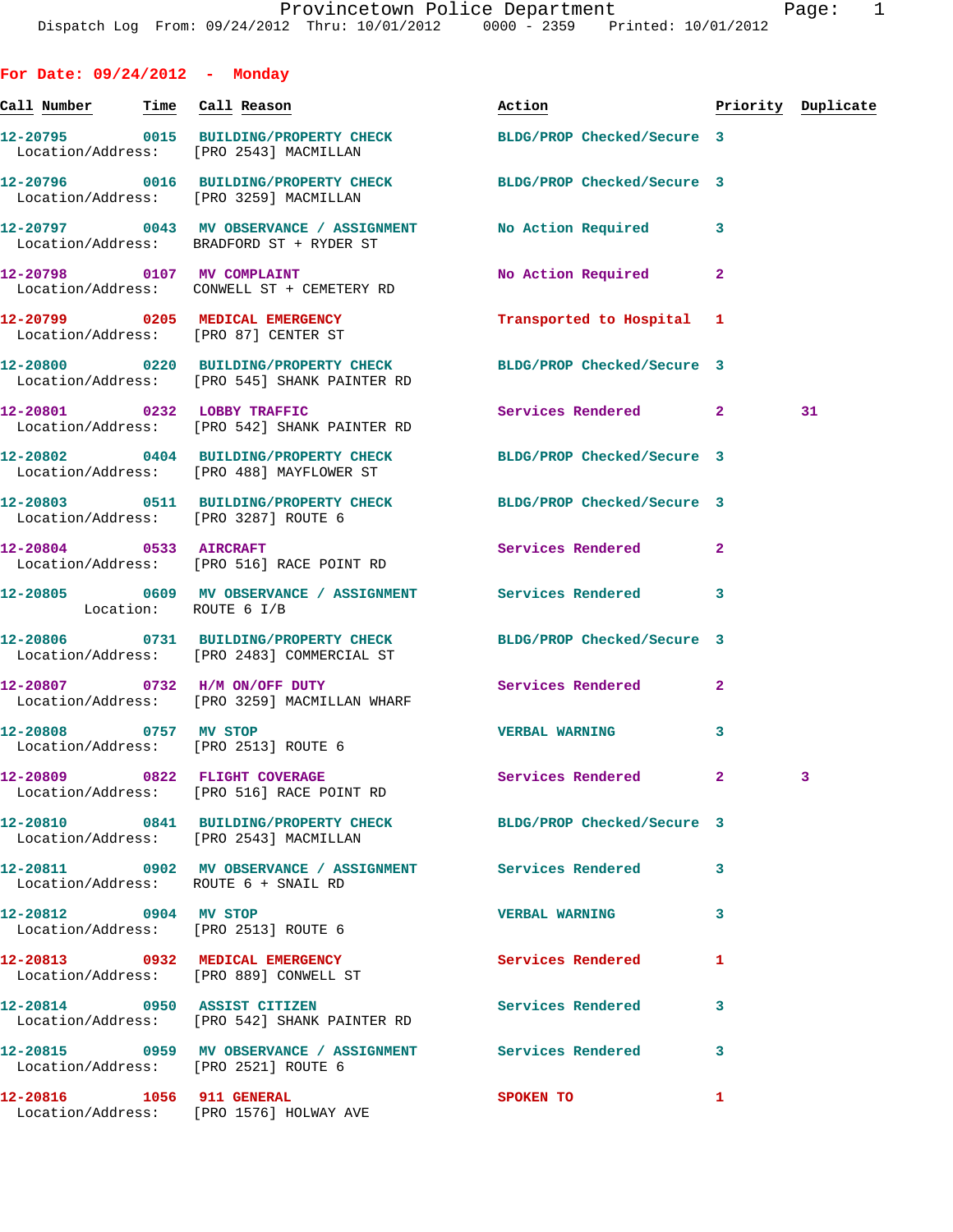Dispatch Log From: 09/24/2012 Thru: 10/01/2012 0000 - 2359 Printed: 10/01/2012

## For Date: 09/24/2012 - Monday

| Call Number | Time | Call Reason | Action | Priority | Duplicate |
|---|---|---|---|---|---|
| 12-20795 | 0015 | BUILDING/PROPERTY CHECK | BLDG/PROP Checked/Secure | 3 | |
| Location/Address: | | [PRO 2543] MACMILLAN | | | |
| 12-20796 | 0016 | BUILDING/PROPERTY CHECK | BLDG/PROP Checked/Secure | 3 | |
| Location/Address: | | [PRO 3259] MACMILLAN | | | |
| 12-20797 | 0043 | MV OBSERVANCE / ASSIGNMENT | No Action Required | 3 | |
| Location/Address: | | BRADFORD ST + RYDER ST | | | |
| 12-20798 | 0107 | MV COMPLAINT | No Action Required | 2 | |
| Location/Address: | | CONWELL ST + CEMETERY RD | | | |
| 12-20799 | 0205 | MEDICAL EMERGENCY | Transported to Hospital | 1 | |
| Location/Address: | | [PRO 87] CENTER ST | | | |
| 12-20800 | 0220 | BUILDING/PROPERTY CHECK | BLDG/PROP Checked/Secure | 3 | |
| Location/Address: | | [PRO 545] SHANK PAINTER RD | | | |
| 12-20801 | 0232 | LOBBY TRAFFIC | Services Rendered | 2 | 31 |
| Location/Address: | | [PRO 542] SHANK PAINTER RD | | | |
| 12-20802 | 0404 | BUILDING/PROPERTY CHECK | BLDG/PROP Checked/Secure | 3 | |
| Location/Address: | | [PRO 488] MAYFLOWER ST | | | |
| 12-20803 | 0511 | BUILDING/PROPERTY CHECK | BLDG/PROP Checked/Secure | 3 | |
| Location/Address: | | [PRO 3287] ROUTE 6 | | | |
| 12-20804 | 0533 | AIRCRAFT | Services Rendered | 2 | |
| Location/Address: | | [PRO 516] RACE POINT RD | | | |
| 12-20805 | 0609 | MV OBSERVANCE / ASSIGNMENT | Services Rendered | 3 | |
| Location: | | ROUTE 6 I/B | | | |
| 12-20806 | 0731 | BUILDING/PROPERTY CHECK | BLDG/PROP Checked/Secure | 3 | |
| Location/Address: | | [PRO 2483] COMMERCIAL ST | | | |
| 12-20807 | 0732 | H/M ON/OFF DUTY | Services Rendered | 2 | |
| Location/Address: | | [PRO 3259] MACMILLAN WHARF | | | |
| 12-20808 | 0757 | MV STOP | VERBAL WARNING | 3 | |
| Location/Address: | | [PRO 2513] ROUTE 6 | | | |
| 12-20809 | 0822 | FLIGHT COVERAGE | Services Rendered | 2 | 3 |
| Location/Address: | | [PRO 516] RACE POINT RD | | | |
| 12-20810 | 0841 | BUILDING/PROPERTY CHECK | BLDG/PROP Checked/Secure | 3 | |
| Location/Address: | | [PRO 2543] MACMILLAN | | | |
| 12-20811 | 0902 | MV OBSERVANCE / ASSIGNMENT | Services Rendered | 3 | |
| Location/Address: | | ROUTE 6 + SNAIL RD | | | |
| 12-20812 | 0904 | MV STOP | VERBAL WARNING | 3 | |
| Location/Address: | | [PRO 2513] ROUTE 6 | | | |
| 12-20813 | 0932 | MEDICAL EMERGENCY | Services Rendered | 1 | |
| Location/Address: | | [PRO 889] CONWELL ST | | | |
| 12-20814 | 0950 | ASSIST CITIZEN | Services Rendered | 3 | |
| Location/Address: | | [PRO 542] SHANK PAINTER RD | | | |
| 12-20815 | 0959 | MV OBSERVANCE / ASSIGNMENT | Services Rendered | 3 | |
| Location/Address: | | [PRO 2521] ROUTE 6 | | | |
| 12-20816 | 1056 | 911 GENERAL | SPOKEN TO | 1 | |
| Location/Address: | | [PRO 1576] HOLWAY AVE | | | |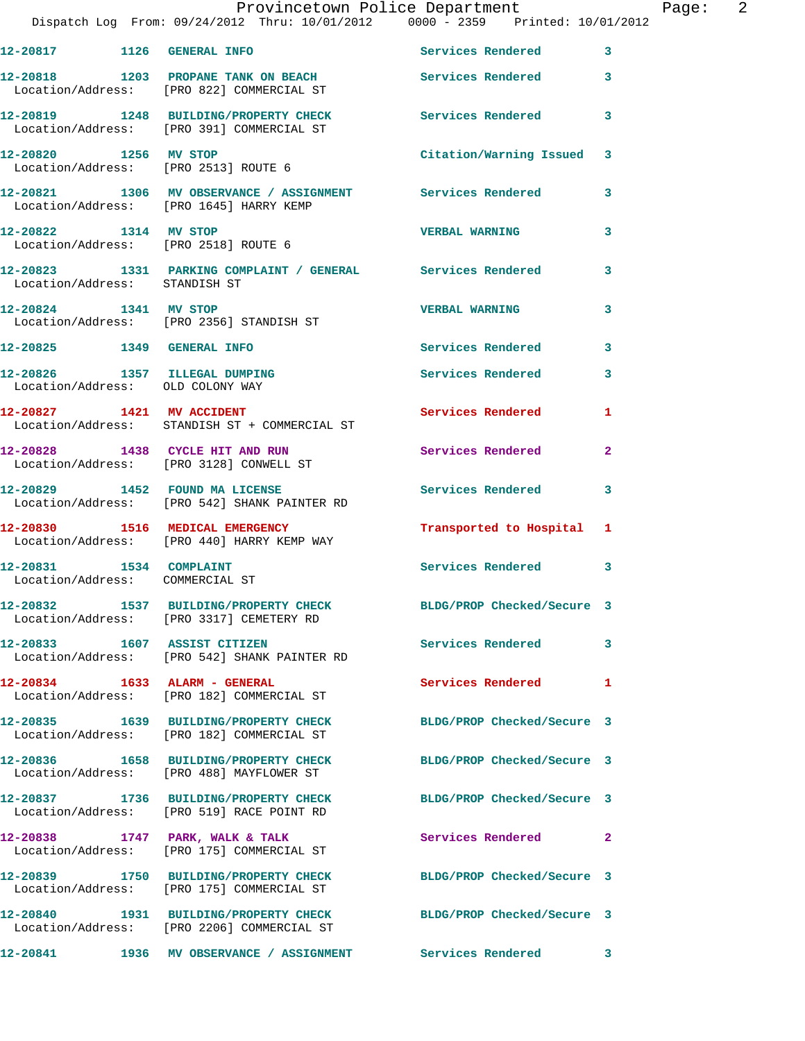| Call Number | Time | Call Reason | Action | Priority |
|---|---|---|---|---|
| 12-20817 | 1126 | GENERAL INFO | Services Rendered | 3 |
| 12-20818 | 1203 | PROPANE TANK ON BEACH | Services Rendered | 3 |
| | | Location/Address: [PRO 822] COMMERCIAL ST | | |
| 12-20819 | 1248 | BUILDING/PROPERTY CHECK | Services Rendered | 3 |
| | | Location/Address: [PRO 391] COMMERCIAL ST | | |
| 12-20820 | 1256 | MV STOP | Citation/Warning Issued | 3 |
| | | Location/Address: [PRO 2513] ROUTE 6 | | |
| 12-20821 | 1306 | MV OBSERVANCE / ASSIGNMENT | Services Rendered | 3 |
| | | Location/Address: [PRO 1645] HARRY KEMP | | |
| 12-20822 | 1314 | MV STOP | VERBAL WARNING | 3 |
| | | Location/Address: [PRO 2518] ROUTE 6 | | |
| 12-20823 | 1331 | PARKING COMPLAINT / GENERAL | Services Rendered | 3 |
| | | Location/Address: STANDISH ST | | |
| 12-20824 | 1341 | MV STOP | VERBAL WARNING | 3 |
| | | Location/Address: [PRO 2356] STANDISH ST | | |
| 12-20825 | 1349 | GENERAL INFO | Services Rendered | 3 |
| 12-20826 | 1357 | ILLEGAL DUMPING | Services Rendered | 3 |
| | | Location/Address: OLD COLONY WAY | | |
| 12-20827 | 1421 | MV ACCIDENT | Services Rendered | 1 |
| | | Location/Address: STANDISH ST + COMMERCIAL ST | | |
| 12-20828 | 1438 | CYCLE HIT AND RUN | Services Rendered | 2 |
| | | Location/Address: [PRO 3128] CONWELL ST | | |
| 12-20829 | 1452 | FOUND MA LICENSE | Services Rendered | 3 |
| | | Location/Address: [PRO 542] SHANK PAINTER RD | | |
| 12-20830 | 1516 | MEDICAL EMERGENCY | Transported to Hospital | 1 |
| | | Location/Address: [PRO 440] HARRY KEMP WAY | | |
| 12-20831 | 1534 | COMPLAINT | Services Rendered | 3 |
| | | Location/Address: COMMERCIAL ST | | |
| 12-20832 | 1537 | BUILDING/PROPERTY CHECK | BLDG/PROP Checked/Secure | 3 |
| | | Location/Address: [PRO 3317] CEMETERY RD | | |
| 12-20833 | 1607 | ASSIST CITIZEN | Services Rendered | 3 |
| | | Location/Address: [PRO 542] SHANK PAINTER RD | | |
| 12-20834 | 1633 | ALARM - GENERAL | Services Rendered | 1 |
| | | Location/Address: [PRO 182] COMMERCIAL ST | | |
| 12-20835 | 1639 | BUILDING/PROPERTY CHECK | BLDG/PROP Checked/Secure | 3 |
| | | Location/Address: [PRO 182] COMMERCIAL ST | | |
| 12-20836 | 1658 | BUILDING/PROPERTY CHECK | BLDG/PROP Checked/Secure | 3 |
| | | Location/Address: [PRO 488] MAYFLOWER ST | | |
| 12-20837 | 1736 | BUILDING/PROPERTY CHECK | BLDG/PROP Checked/Secure | 3 |
| | | Location/Address: [PRO 519] RACE POINT RD | | |
| 12-20838 | 1747 | PARK, WALK & TALK | Services Rendered | 2 |
| | | Location/Address: [PRO 175] COMMERCIAL ST | | |
| 12-20839 | 1750 | BUILDING/PROPERTY CHECK | BLDG/PROP Checked/Secure | 3 |
| | | Location/Address: [PRO 175] COMMERCIAL ST | | |
| 12-20840 | 1931 | BUILDING/PROPERTY CHECK | BLDG/PROP Checked/Secure | 3 |
| | | Location/Address: [PRO 2206] COMMERCIAL ST | | |
| 12-20841 | 1936 | MV OBSERVANCE / ASSIGNMENT | Services Rendered | 3 |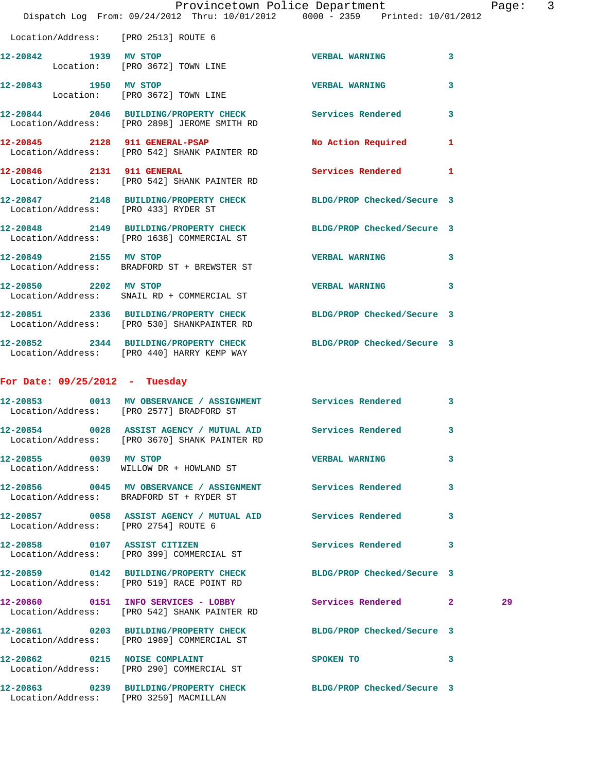Location/Address: [PRO 2513] ROUTE 6

12-20842 1939 MV STOP VERBAL WARNING 3
Location: [PRO 3672] TOWN LINE

12-20843 1950 MV STOP VERBAL WARNING 3
Location: [PRO 3672] TOWN LINE

12-20844 2046 BUILDING/PROPERTY CHECK Services Rendered 3
Location/Address: [PRO 2898] JEROME SMITH RD

12-20845 2128 911 GENERAL-PSAP No Action Required 1
Location/Address: [PRO 542] SHANK PAINTER RD

12-20846 2131 911 GENERAL Services Rendered 1
Location/Address: [PRO 542] SHANK PAINTER RD

12-20847 2148 BUILDING/PROPERTY CHECK BLDG/PROP Checked/Secure 3
Location/Address: [PRO 433] RYDER ST

12-20848 2149 BUILDING/PROPERTY CHECK BLDG/PROP Checked/Secure 3
Location/Address: [PRO 1638] COMMERCIAL ST

12-20849 2155 MV STOP VERBAL WARNING 3
Location/Address: BRADFORD ST + BREWSTER ST

12-20850 2202 MV STOP VERBAL WARNING 3
Location/Address: SNAIL RD + COMMERCIAL ST

12-20851 2336 BUILDING/PROPERTY CHECK BLDG/PROP Checked/Secure 3
Location/Address: [PRO 530] SHANKPAINTER RD

12-20852 2344 BUILDING/PROPERTY CHECK BLDG/PROP Checked/Secure 3
Location/Address: [PRO 440] HARRY KEMP WAY

**For Date: 09/25/2012 - Tuesday**

12-20853 0013 MV OBSERVANCE / ASSIGNMENT Services Rendered 3
Location/Address: [PRO 2577] BRADFORD ST

12-20854 0028 ASSIST AGENCY / MUTUAL AID Services Rendered 3
Location/Address: [PRO 3670] SHANK PAINTER RD

12-20855 0039 MV STOP VERBAL WARNING 3
Location/Address: WILLOW DR + HOWLAND ST

12-20856 0045 MV OBSERVANCE / ASSIGNMENT Services Rendered 3
Location/Address: BRADFORD ST + RYDER ST

12-20857 0058 ASSIST AGENCY / MUTUAL AID Services Rendered 3
Location/Address: [PRO 2754] ROUTE 6

12-20858 0107 ASSIST CITIZEN Services Rendered 3
Location/Address: [PRO 399] COMMERCIAL ST

12-20859 0142 BUILDING/PROPERTY CHECK BLDG/PROP Checked/Secure 3
Location/Address: [PRO 519] RACE POINT RD

12-20860 0151 INFO SERVICES - LOBBY Services Rendered 2 29
Location/Address: [PRO 542] SHANK PAINTER RD

12-20861 0203 BUILDING/PROPERTY CHECK BLDG/PROP Checked/Secure 3
Location/Address: [PRO 1989] COMMERCIAL ST

12-20862 0215 NOISE COMPLAINT SPOKEN TO 3
Location/Address: [PRO 290] COMMERCIAL ST

12-20863 0239 BUILDING/PROPERTY CHECK BLDG/PROP Checked/Secure 3
Location/Address: [PRO 3259] MACMILLAN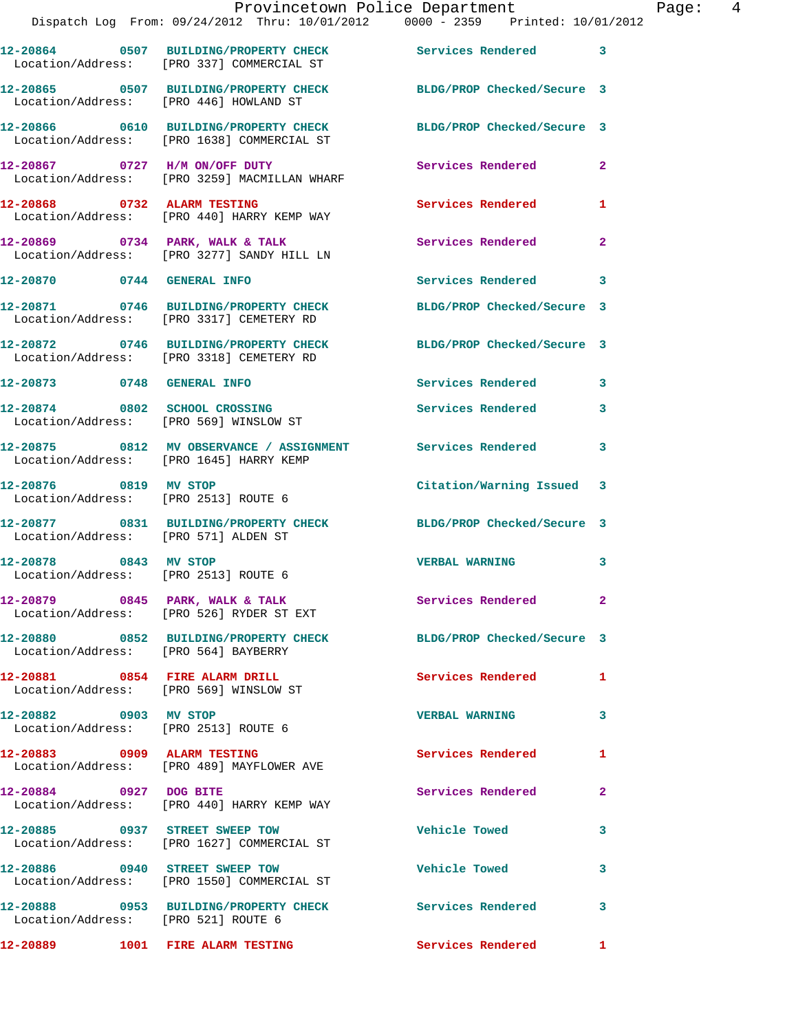12-20864 0507 BUILDING/PROPERTY CHECK Services Rendered 3
Location/Address: [PRO 337] COMMERCIAL ST

12-20865 0507 BUILDING/PROPERTY CHECK BLDG/PROP Checked/Secure 3
Location/Address: [PRO 446] HOWLAND ST

12-20866 0610 BUILDING/PROPERTY CHECK BLDG/PROP Checked/Secure 3
Location/Address: [PRO 1638] COMMERCIAL ST

12-20867 0727 H/M ON/OFF DUTY Services Rendered 2
Location/Address: [PRO 3259] MACMILLAN WHARF

12-20868 0732 ALARM TESTING Services Rendered 1
Location/Address: [PRO 440] HARRY KEMP WAY

12-20869 0734 PARK, WALK & TALK Services Rendered 2
Location/Address: [PRO 3277] SANDY HILL LN

12-20870 0744 GENERAL INFO Services Rendered 3

12-20871 0746 BUILDING/PROPERTY CHECK BLDG/PROP Checked/Secure 3
Location/Address: [PRO 3317] CEMETERY RD

12-20872 0746 BUILDING/PROPERTY CHECK BLDG/PROP Checked/Secure 3
Location/Address: [PRO 3318] CEMETERY RD

12-20873 0748 GENERAL INFO Services Rendered 3

12-20874 0802 SCHOOL CROSSING Services Rendered 3
Location/Address: [PRO 569] WINSLOW ST

12-20875 0812 MV OBSERVANCE / ASSIGNMENT Services Rendered 3
Location/Address: [PRO 1645] HARRY KEMP

12-20876 0819 MV STOP Citation/Warning Issued 3
Location/Address: [PRO 2513] ROUTE 6

12-20877 0831 BUILDING/PROPERTY CHECK BLDG/PROP Checked/Secure 3
Location/Address: [PRO 571] ALDEN ST

12-20878 0843 MV STOP VERBAL WARNING 3
Location/Address: [PRO 2513] ROUTE 6

12-20879 0845 PARK, WALK & TALK Services Rendered 2
Location/Address: [PRO 526] RYDER ST EXT

12-20880 0852 BUILDING/PROPERTY CHECK BLDG/PROP Checked/Secure 3
Location/Address: [PRO 564] BAYBERRY

12-20881 0854 FIRE ALARM DRILL Services Rendered 1
Location/Address: [PRO 569] WINSLOW ST

12-20882 0903 MV STOP VERBAL WARNING 3
Location/Address: [PRO 2513] ROUTE 6

12-20883 0909 ALARM TESTING Services Rendered 1
Location/Address: [PRO 489] MAYFLOWER AVE

12-20884 0927 DOG BITE Services Rendered 2
Location/Address: [PRO 440] HARRY KEMP WAY

12-20885 0937 STREET SWEEP TOW Vehicle Towed 3
Location/Address: [PRO 1627] COMMERCIAL ST

12-20886 0940 STREET SWEEP TOW Vehicle Towed 3
Location/Address: [PRO 1550] COMMERCIAL ST

12-20888 0953 BUILDING/PROPERTY CHECK Services Rendered 3
Location/Address: [PRO 521] ROUTE 6

12-20889 1001 FIRE ALARM TESTING Services Rendered 1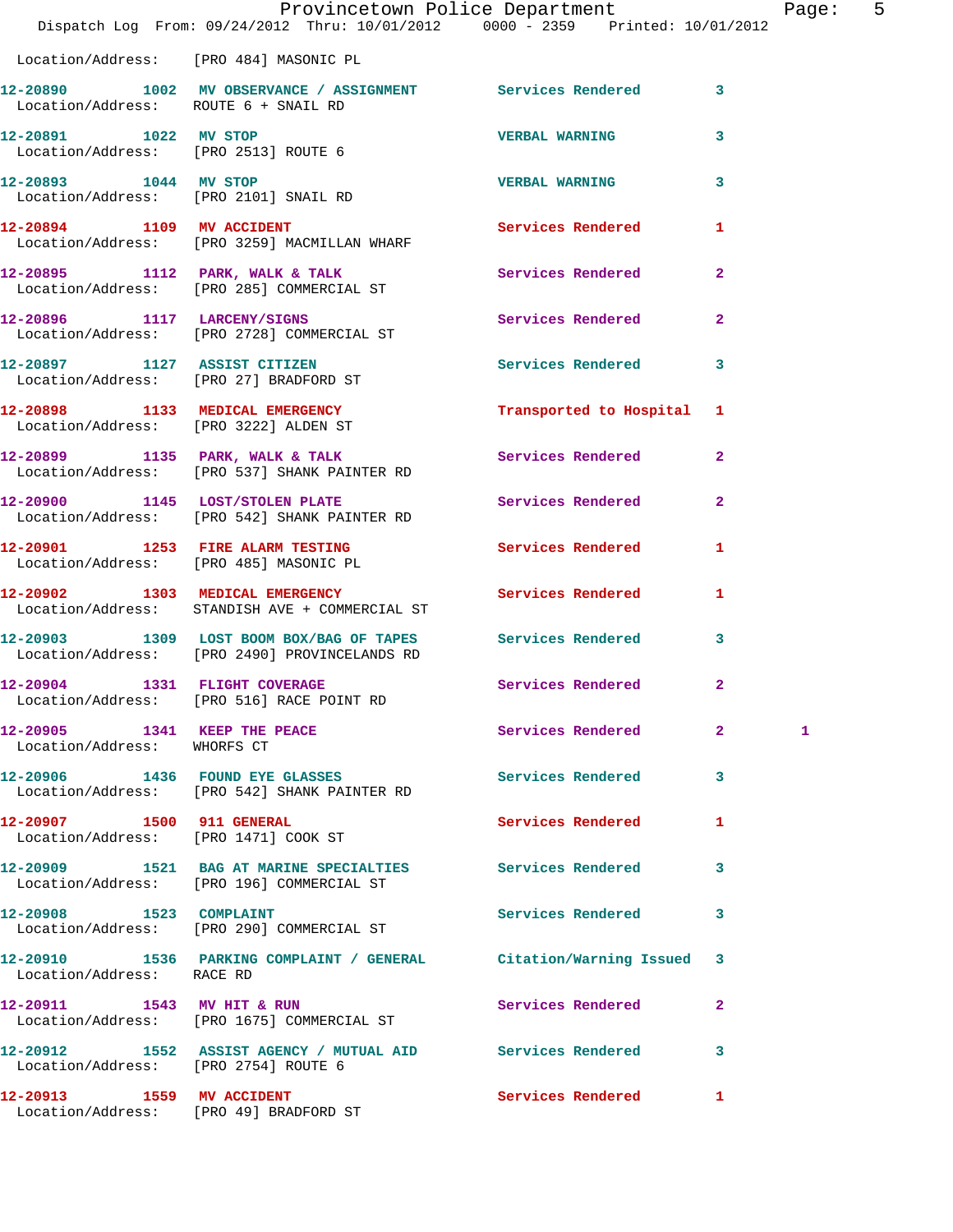Location/Address: [PRO 484] MASONIC PL

| Call # | Time | Call Reason | Action | Priority | |
|---|---|---|---|---|---|
| 12-20890 | 1002 | MV OBSERVANCE / ASSIGNMENT | Services Rendered | 3 | |
| | | Location/Address: ROUTE 6 + SNAIL RD | | | |
| 12-20891 | 1022 | MV STOP | VERBAL WARNING | 3 | |
| | | Location/Address: [PRO 2513] ROUTE 6 | | | |
| 12-20893 | 1044 | MV STOP | VERBAL WARNING | 3 | |
| | | Location/Address: [PRO 2101] SNAIL RD | | | |
| 12-20894 | 1109 | MV ACCIDENT | Services Rendered | 1 | |
| | | Location/Address: [PRO 3259] MACMILLAN WHARF | | | |
| 12-20895 | 1112 | PARK, WALK & TALK | Services Rendered | 2 | |
| | | Location/Address: [PRO 285] COMMERCIAL ST | | | |
| 12-20896 | 1117 | LARCENY/SIGNS | Services Rendered | 2 | |
| | | Location/Address: [PRO 2728] COMMERCIAL ST | | | |
| 12-20897 | 1127 | ASSIST CITIZEN | Services Rendered | 3 | |
| | | Location/Address: [PRO 27] BRADFORD ST | | | |
| 12-20898 | 1133 | MEDICAL EMERGENCY | Transported to Hospital | 1 | |
| | | Location/Address: [PRO 3222] ALDEN ST | | | |
| 12-20899 | 1135 | PARK, WALK & TALK | Services Rendered | 2 | |
| | | Location/Address: [PRO 537] SHANK PAINTER RD | | | |
| 12-20900 | 1145 | LOST/STOLEN PLATE | Services Rendered | 2 | |
| | | Location/Address: [PRO 542] SHANK PAINTER RD | | | |
| 12-20901 | 1253 | FIRE ALARM TESTING | Services Rendered | 1 | |
| | | Location/Address: [PRO 485] MASONIC PL | | | |
| 12-20902 | 1303 | MEDICAL EMERGENCY | Services Rendered | 1 | |
| | | Location/Address: STANDISH AVE + COMMERCIAL ST | | | |
| 12-20903 | 1309 | LOST BOOM BOX/BAG OF TAPES | Services Rendered | 3 | |
| | | Location/Address: [PRO 2490] PROVINCELANDS RD | | | |
| 12-20904 | 1331 | FLIGHT COVERAGE | Services Rendered | 2 | |
| | | Location/Address: [PRO 516] RACE POINT RD | | | |
| 12-20905 | 1341 | KEEP THE PEACE | Services Rendered | 2 | 1 |
| | | Location/Address: WHORFS CT | | | |
| 12-20906 | 1436 | FOUND EYE GLASSES | Services Rendered | 3 | |
| | | Location/Address: [PRO 542] SHANK PAINTER RD | | | |
| 12-20907 | 1500 | 911 GENERAL | Services Rendered | 1 | |
| | | Location/Address: [PRO 1471] COOK ST | | | |
| 12-20909 | 1521 | BAG AT MARINE SPECIALTIES | Services Rendered | 3 | |
| | | Location/Address: [PRO 196] COMMERCIAL ST | | | |
| 12-20908 | 1523 | COMPLAINT | Services Rendered | 3 | |
| | | Location/Address: [PRO 290] COMMERCIAL ST | | | |
| 12-20910 | 1536 | PARKING COMPLAINT / GENERAL | Citation/Warning Issued | 3 | |
| | | Location/Address: RACE RD | | | |
| 12-20911 | 1543 | MV HIT & RUN | Services Rendered | 2 | |
| | | Location/Address: [PRO 1675] COMMERCIAL ST | | | |
| 12-20912 | 1552 | ASSIST AGENCY / MUTUAL AID | Services Rendered | 3 | |
| | | Location/Address: [PRO 2754] ROUTE 6 | | | |
| 12-20913 | 1559 | MV ACCIDENT | Services Rendered | 1 | |
| | | Location/Address: [PRO 49] BRADFORD ST | | | |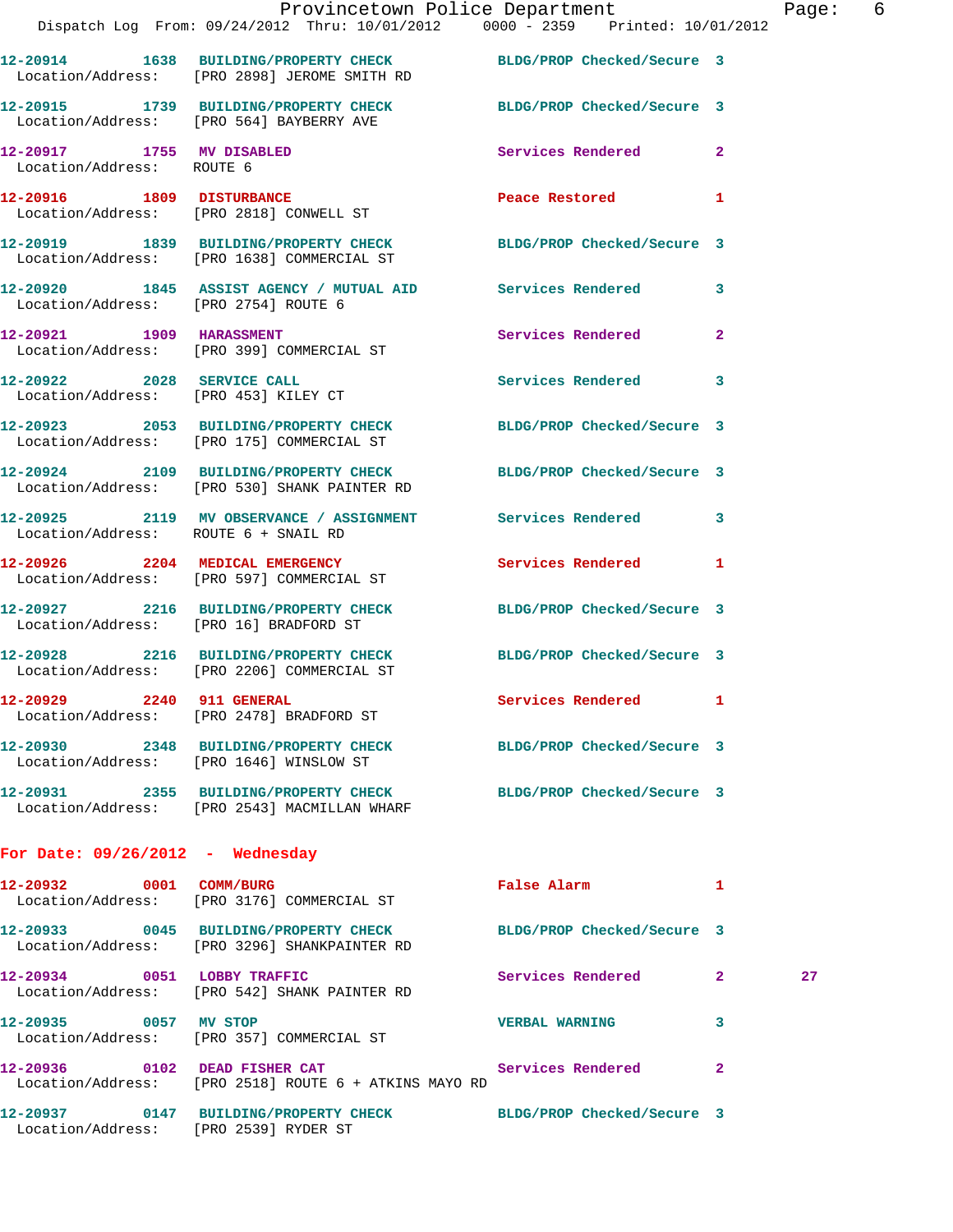12-20914 1638 BUILDING/PROPERTY CHECK BLDG/PROP Checked/Secure 3
Location/Address: [PRO 2898] JEROME SMITH RD

12-20915 1739 BUILDING/PROPERTY CHECK BLDG/PROP Checked/Secure 3
Location/Address: [PRO 564] BAYBERRY AVE

12-20917 1755 MV DISABLED Services Rendered 2
Location/Address: ROUTE 6

12-20916 1809 DISTURBANCE Peace Restored 1
Location/Address: [PRO 2818] CONWELL ST

12-20919 1839 BUILDING/PROPERTY CHECK BLDG/PROP Checked/Secure 3
Location/Address: [PRO 1638] COMMERCIAL ST

12-20920 1845 ASSIST AGENCY / MUTUAL AID Services Rendered 3
Location/Address: [PRO 2754] ROUTE 6

12-20921 1909 HARASSMENT Services Rendered 2
Location/Address: [PRO 399] COMMERCIAL ST

12-20922 2028 SERVICE CALL Services Rendered 3
Location/Address: [PRO 453] KILEY CT

12-20923 2053 BUILDING/PROPERTY CHECK BLDG/PROP Checked/Secure 3
Location/Address: [PRO 175] COMMERCIAL ST

12-20924 2109 BUILDING/PROPERTY CHECK BLDG/PROP Checked/Secure 3
Location/Address: [PRO 530] SHANK PAINTER RD

12-20925 2119 MV OBSERVANCE / ASSIGNMENT Services Rendered 3
Location/Address: ROUTE 6 + SNAIL RD

12-20926 2204 MEDICAL EMERGENCY Services Rendered 1
Location/Address: [PRO 597] COMMERCIAL ST

12-20927 2216 BUILDING/PROPERTY CHECK BLDG/PROP Checked/Secure 3
Location/Address: [PRO 16] BRADFORD ST

12-20928 2216 BUILDING/PROPERTY CHECK BLDG/PROP Checked/Secure 3
Location/Address: [PRO 2206] COMMERCIAL ST

12-20929 2240 911 GENERAL Services Rendered 1
Location/Address: [PRO 2478] BRADFORD ST

12-20930 2348 BUILDING/PROPERTY CHECK BLDG/PROP Checked/Secure 3
Location/Address: [PRO 1646] WINSLOW ST

12-20931 2355 BUILDING/PROPERTY CHECK BLDG/PROP Checked/Secure 3
Location/Address: [PRO 2543] MACMILLAN WHARF

## For Date: 09/26/2012 - Wednesday

12-20932 0001 COMM/BURG False Alarm 1
Location/Address: [PRO 3176] COMMERCIAL ST

12-20933 0045 BUILDING/PROPERTY CHECK BLDG/PROP Checked/Secure 3
Location/Address: [PRO 3296] SHANKPAINTER RD

12-20934 0051 LOBBY TRAFFIC Services Rendered 2 27
Location/Address: [PRO 542] SHANK PAINTER RD

12-20935 0057 MV STOP VERBAL WARNING 3
Location/Address: [PRO 357] COMMERCIAL ST

12-20936 0102 DEAD FISHER CAT Services Rendered 2
Location/Address: [PRO 2518] ROUTE 6 + ATKINS MAYO RD

12-20937 0147 BUILDING/PROPERTY CHECK BLDG/PROP Checked/Secure 3
Location/Address: [PRO 2539] RYDER ST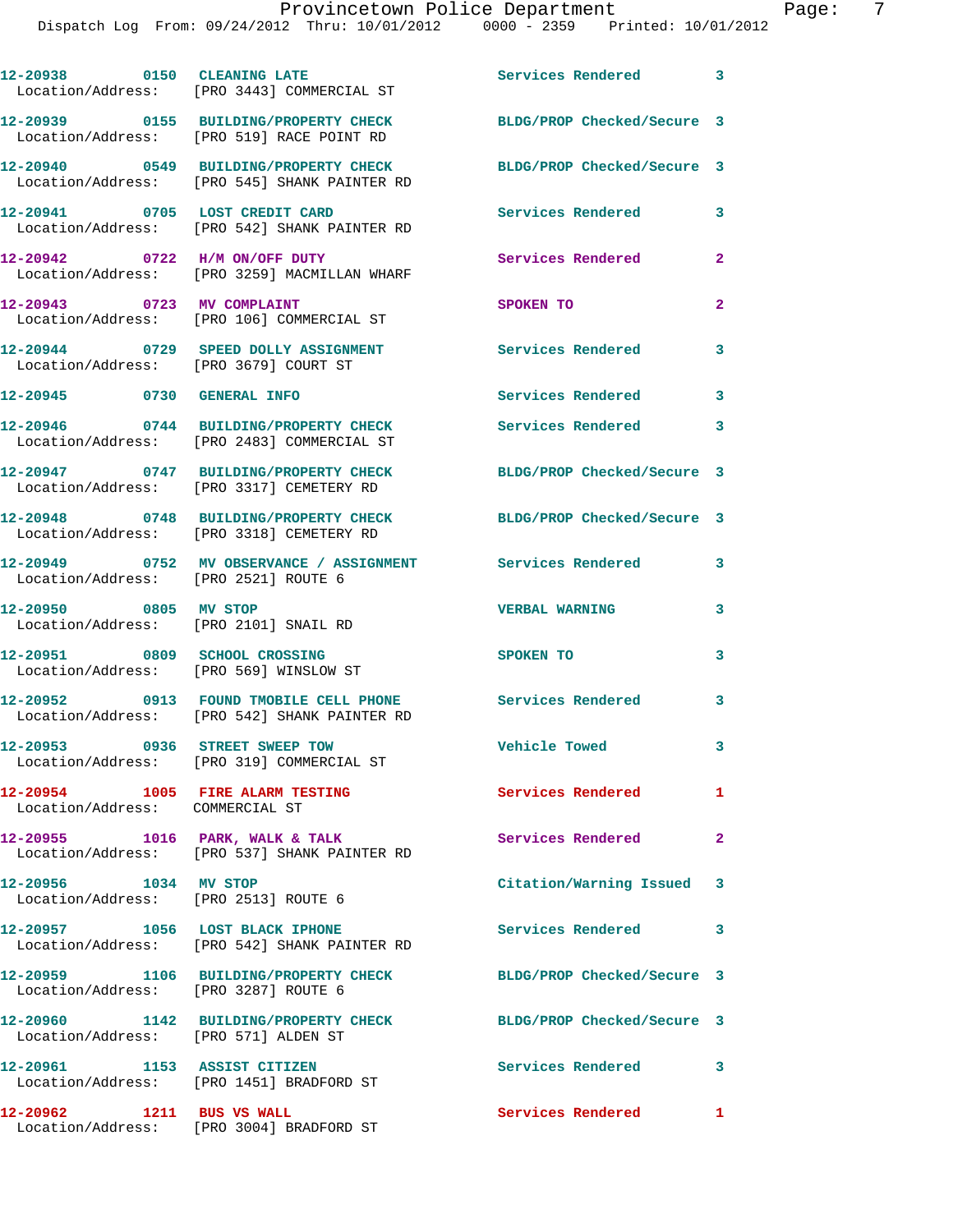12-20938 0150 CLEANING LATE Services Rendered 3
Location/Address: [PRO 3443] COMMERCIAL ST

12-20939 0155 BUILDING/PROPERTY CHECK BLDG/PROP Checked/Secure 3
Location/Address: [PRO 519] RACE POINT RD

12-20940 0549 BUILDING/PROPERTY CHECK BLDG/PROP Checked/Secure 3
Location/Address: [PRO 545] SHANK PAINTER RD

12-20941 0705 LOST CREDIT CARD Services Rendered 3
Location/Address: [PRO 542] SHANK PAINTER RD

12-20942 0722 H/M ON/OFF DUTY Services Rendered 2
Location/Address: [PRO 3259] MACMILLAN WHARF

12-20943 0723 MV COMPLAINT SPOKEN TO 2
Location/Address: [PRO 106] COMMERCIAL ST

12-20944 0729 SPEED DOLLY ASSIGNMENT Services Rendered 3
Location/Address: [PRO 3679] COURT ST

12-20945 0730 GENERAL INFO Services Rendered 3

12-20946 0744 BUILDING/PROPERTY CHECK Services Rendered 3
Location/Address: [PRO 2483] COMMERCIAL ST

12-20947 0747 BUILDING/PROPERTY CHECK BLDG/PROP Checked/Secure 3
Location/Address: [PRO 3317] CEMETERY RD

12-20948 0748 BUILDING/PROPERTY CHECK BLDG/PROP Checked/Secure 3
Location/Address: [PRO 3318] CEMETERY RD

12-20949 0752 MV OBSERVANCE / ASSIGNMENT Services Rendered 3
Location/Address: [PRO 2521] ROUTE 6

12-20950 0805 MV STOP VERBAL WARNING 3
Location/Address: [PRO 2101] SNAIL RD

12-20951 0809 SCHOOL CROSSING SPOKEN TO 3
Location/Address: [PRO 569] WINSLOW ST

12-20952 0913 FOUND TMOBILE CELL PHONE Services Rendered 3
Location/Address: [PRO 542] SHANK PAINTER RD

12-20953 0936 STREET SWEEP TOW Vehicle Towed 3
Location/Address: [PRO 319] COMMERCIAL ST

12-20954 1005 FIRE ALARM TESTING Services Rendered 1
Location/Address: COMMERCIAL ST

12-20955 1016 PARK, WALK & TALK Services Rendered 2
Location/Address: [PRO 537] SHANK PAINTER RD

12-20956 1034 MV STOP Citation/Warning Issued 3
Location/Address: [PRO 2513] ROUTE 6

12-20957 1056 LOST BLACK IPHONE Services Rendered 3
Location/Address: [PRO 542] SHANK PAINTER RD

12-20959 1106 BUILDING/PROPERTY CHECK BLDG/PROP Checked/Secure 3
Location/Address: [PRO 3287] ROUTE 6

12-20960 1142 BUILDING/PROPERTY CHECK BLDG/PROP Checked/Secure 3
Location/Address: [PRO 571] ALDEN ST

12-20961 1153 ASSIST CITIZEN Services Rendered 3
Location/Address: [PRO 1451] BRADFORD ST

12-20962 1211 BUS VS WALL Services Rendered 1
Location/Address: [PRO 3004] BRADFORD ST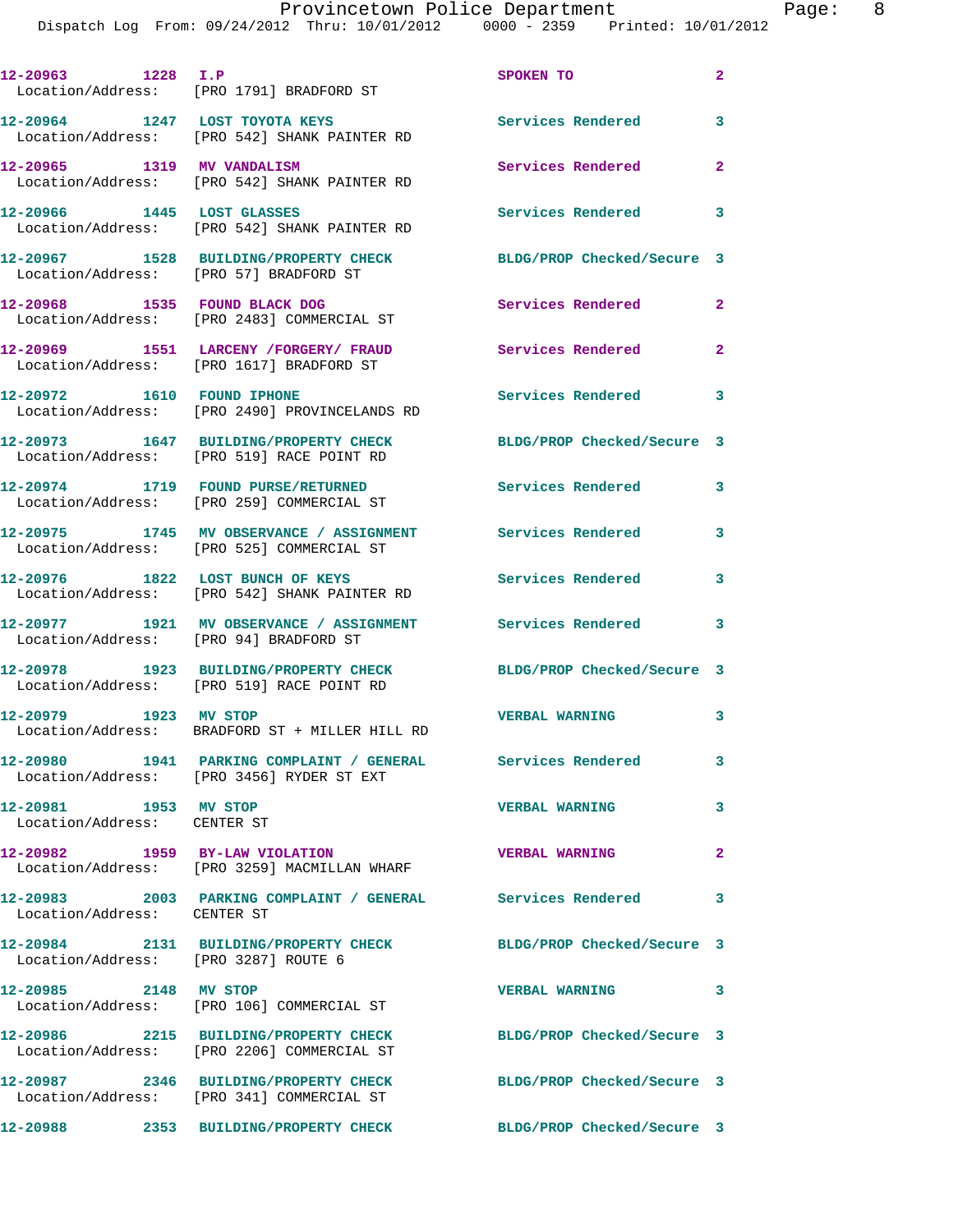12-20963 1228 I.P SPOKEN TO 2
Location/Address: [PRO 1791] BRADFORD ST

12-20964 1247 LOST TOYOTA KEYS Services Rendered 3
Location/Address: [PRO 542] SHANK PAINTER RD

12-20965 1319 MV VANDALISM Services Rendered 2
Location/Address: [PRO 542] SHANK PAINTER RD

12-20966 1445 LOST GLASSES Services Rendered 3
Location/Address: [PRO 542] SHANK PAINTER RD

12-20967 1528 BUILDING/PROPERTY CHECK BLDG/PROP Checked/Secure 3
Location/Address: [PRO 57] BRADFORD ST

12-20968 1535 FOUND BLACK DOG Services Rendered 2
Location/Address: [PRO 2483] COMMERCIAL ST

12-20969 1551 LARCENY /FORGERY/ FRAUD Services Rendered 2
Location/Address: [PRO 1617] BRADFORD ST

12-20972 1610 FOUND IPHONE Services Rendered 3
Location/Address: [PRO 2490] PROVINCELANDS RD

12-20973 1647 BUILDING/PROPERTY CHECK BLDG/PROP Checked/Secure 3
Location/Address: [PRO 519] RACE POINT RD

12-20974 1719 FOUND PURSE/RETURNED Services Rendered 3
Location/Address: [PRO 259] COMMERCIAL ST

12-20975 1745 MV OBSERVANCE / ASSIGNMENT Services Rendered 3
Location/Address: [PRO 525] COMMERCIAL ST

12-20976 1822 LOST BUNCH OF KEYS Services Rendered 3
Location/Address: [PRO 542] SHANK PAINTER RD

12-20977 1921 MV OBSERVANCE / ASSIGNMENT Services Rendered 3
Location/Address: [PRO 94] BRADFORD ST

12-20978 1923 BUILDING/PROPERTY CHECK BLDG/PROP Checked/Secure 3
Location/Address: [PRO 519] RACE POINT RD

12-20979 1923 MV STOP VERBAL WARNING 3
Location/Address: BRADFORD ST + MILLER HILL RD

12-20980 1941 PARKING COMPLAINT / GENERAL Services Rendered 3
Location/Address: [PRO 3456] RYDER ST EXT

12-20981 1953 MV STOP VERBAL WARNING 3
Location/Address: CENTER ST

12-20982 1959 BY-LAW VIOLATION VERBAL WARNING 2
Location/Address: [PRO 3259] MACMILLAN WHARF

12-20983 2003 PARKING COMPLAINT / GENERAL Services Rendered 3
Location/Address: CENTER ST

12-20984 2131 BUILDING/PROPERTY CHECK BLDG/PROP Checked/Secure 3
Location/Address: [PRO 3287] ROUTE 6

12-20985 2148 MV STOP VERBAL WARNING 3
Location/Address: [PRO 106] COMMERCIAL ST

12-20986 2215 BUILDING/PROPERTY CHECK BLDG/PROP Checked/Secure 3
Location/Address: [PRO 2206] COMMERCIAL ST

12-20987 2346 BUILDING/PROPERTY CHECK BLDG/PROP Checked/Secure 3
Location/Address: [PRO 341] COMMERCIAL ST

12-20988 2353 BUILDING/PROPERTY CHECK BLDG/PROP Checked/Secure 3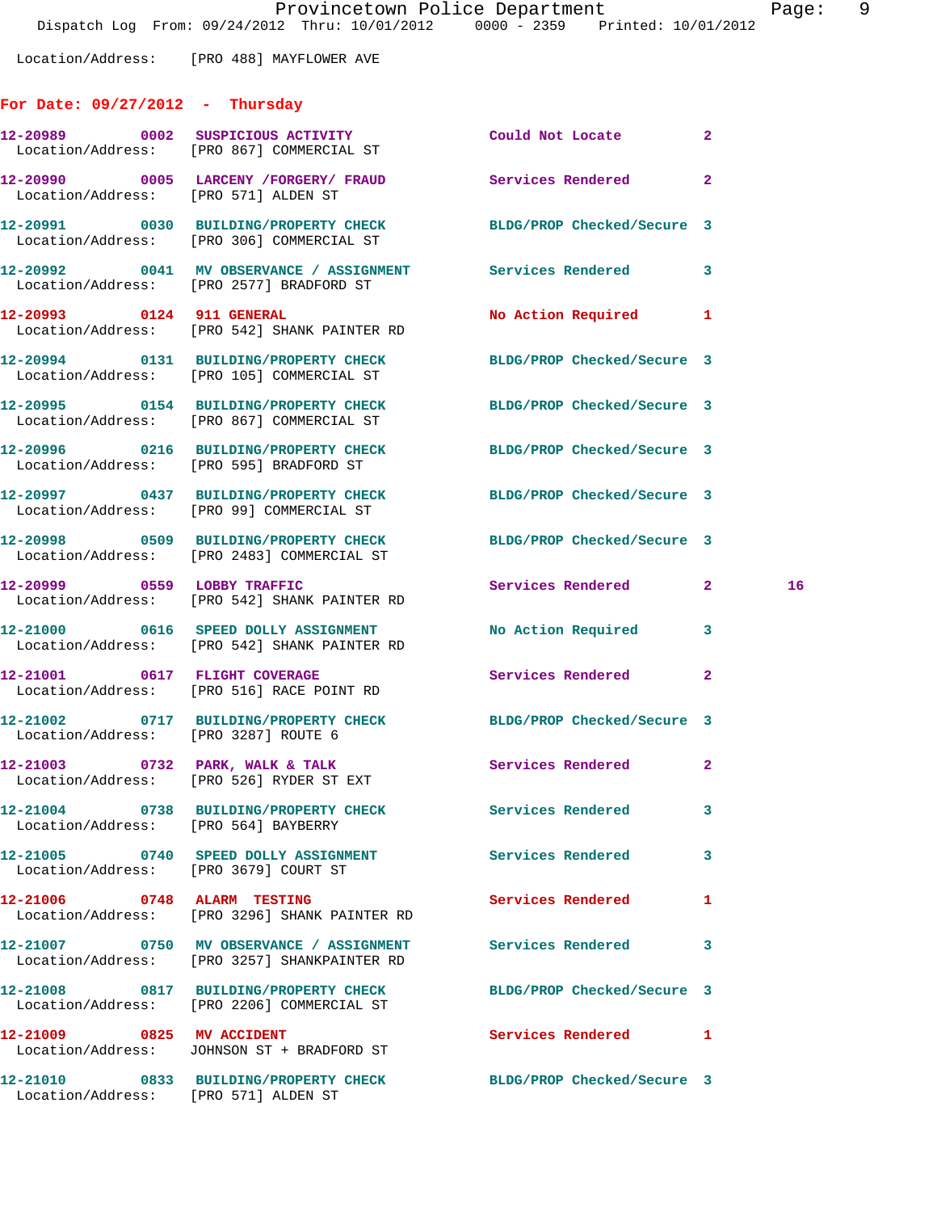Location/Address: [PRO 488] MAYFLOWER AVE

## For Date: 09/27/2012 - Thursday

| Call # | Time | Call Reason | Action | Priority | |
|---|---|---|---|---|---|
| 12-20989 | 0002 | SUSPICIOUS ACTIVITY | Could Not Locate | 2 | |
| | | Location/Address: [PRO 867] COMMERCIAL ST | | | |
| 12-20990 | 0005 | LARCENY /FORGERY/ FRAUD | Services Rendered | 2 | |
| | | Location/Address: [PRO 571] ALDEN ST | | | |
| 12-20991 | 0030 | BUILDING/PROPERTY CHECK | BLDG/PROP Checked/Secure | 3 | |
| | | Location/Address: [PRO 306] COMMERCIAL ST | | | |
| 12-20992 | 0041 | MV OBSERVANCE / ASSIGNMENT | Services Rendered | 3 | |
| | | Location/Address: [PRO 2577] BRADFORD ST | | | |
| 12-20993 | 0124 | 911 GENERAL | No Action Required | 1 | |
| | | Location/Address: [PRO 542] SHANK PAINTER RD | | | |
| 12-20994 | 0131 | BUILDING/PROPERTY CHECK | BLDG/PROP Checked/Secure | 3 | |
| | | Location/Address: [PRO 105] COMMERCIAL ST | | | |
| 12-20995 | 0154 | BUILDING/PROPERTY CHECK | BLDG/PROP Checked/Secure | 3 | |
| | | Location/Address: [PRO 867] COMMERCIAL ST | | | |
| 12-20996 | 0216 | BUILDING/PROPERTY CHECK | BLDG/PROP Checked/Secure | 3 | |
| | | Location/Address: [PRO 595] BRADFORD ST | | | |
| 12-20997 | 0437 | BUILDING/PROPERTY CHECK | BLDG/PROP Checked/Secure | 3 | |
| | | Location/Address: [PRO 99] COMMERCIAL ST | | | |
| 12-20998 | 0509 | BUILDING/PROPERTY CHECK | BLDG/PROP Checked/Secure | 3 | |
| | | Location/Address: [PRO 2483] COMMERCIAL ST | | | |
| 12-20999 | 0559 | LOBBY TRAFFIC | Services Rendered | 2 | 16 |
| | | Location/Address: [PRO 542] SHANK PAINTER RD | | | |
| 12-21000 | 0616 | SPEED DOLLY ASSIGNMENT | No Action Required | 3 | |
| | | Location/Address: [PRO 542] SHANK PAINTER RD | | | |
| 12-21001 | 0617 | FLIGHT COVERAGE | Services Rendered | 2 | |
| | | Location/Address: [PRO 516] RACE POINT RD | | | |
| 12-21002 | 0717 | BUILDING/PROPERTY CHECK | BLDG/PROP Checked/Secure | 3 | |
| | | Location/Address: [PRO 3287] ROUTE 6 | | | |
| 12-21003 | 0732 | PARK, WALK & TALK | Services Rendered | 2 | |
| | | Location/Address: [PRO 526] RYDER ST EXT | | | |
| 12-21004 | 0738 | BUILDING/PROPERTY CHECK | Services Rendered | 3 | |
| | | Location/Address: [PRO 564] BAYBERRY | | | |
| 12-21005 | 0740 | SPEED DOLLY ASSIGNMENT | Services Rendered | 3 | |
| | | Location/Address: [PRO 3679] COURT ST | | | |
| 12-21006 | 0748 | ALARM TESTING | Services Rendered | 1 | |
| | | Location/Address: [PRO 3296] SHANK PAINTER RD | | | |
| 12-21007 | 0750 | MV OBSERVANCE / ASSIGNMENT | Services Rendered | 3 | |
| | | Location/Address: [PRO 3257] SHANKPAINTER RD | | | |
| 12-21008 | 0817 | BUILDING/PROPERTY CHECK | BLDG/PROP Checked/Secure | 3 | |
| | | Location/Address: [PRO 2206] COMMERCIAL ST | | | |
| 12-21009 | 0825 | MV ACCIDENT | Services Rendered | 1 | |
| | | Location/Address: JOHNSON ST + BRADFORD ST | | | |
| 12-21010 | 0833 | BUILDING/PROPERTY CHECK | BLDG/PROP Checked/Secure | 3 | |
| | | Location/Address: [PRO 571] ALDEN ST | | | |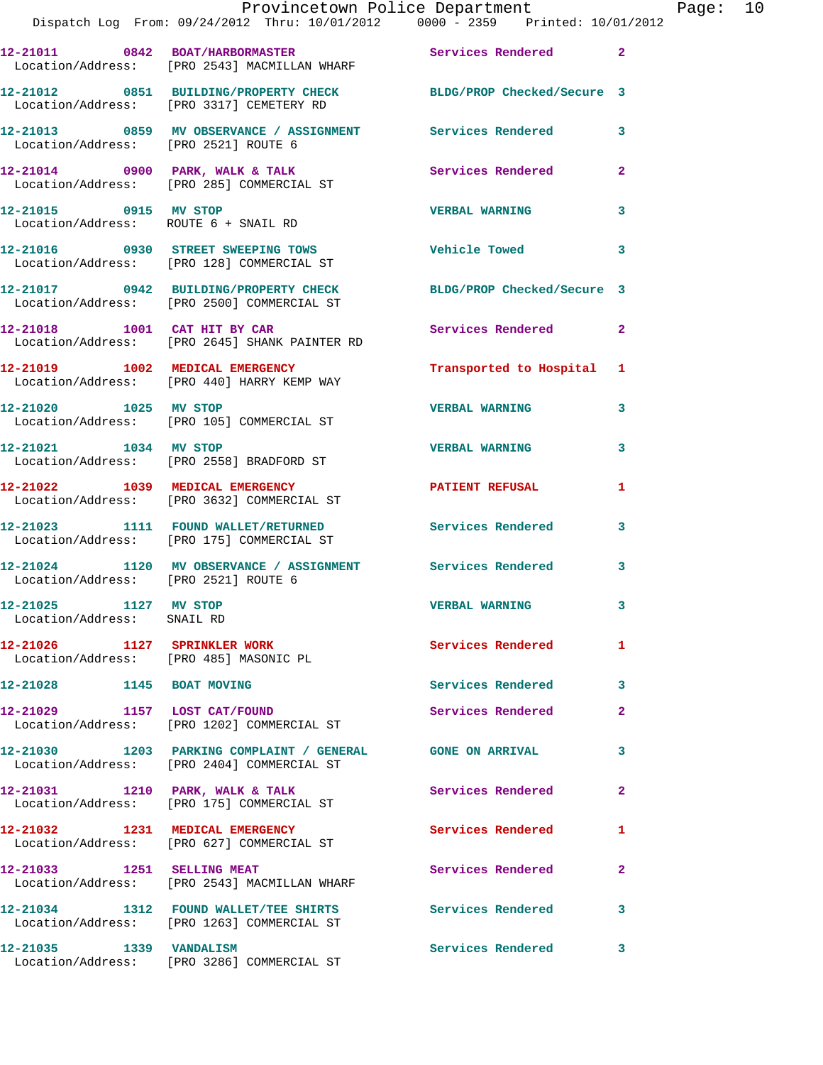12-21011 0842 BOAT/HARBORMASTER Services Rendered 2
Location/Address: [PRO 2543] MACMILLAN WHARF

12-21012 0851 BUILDING/PROPERTY CHECK BLDG/PROP Checked/Secure 3
Location/Address: [PRO 3317] CEMETERY RD

12-21013 0859 MV OBSERVANCE / ASSIGNMENT Services Rendered 3
Location/Address: [PRO 2521] ROUTE 6

12-21014 0900 PARK, WALK & TALK Services Rendered 2
Location/Address: [PRO 285] COMMERCIAL ST

12-21015 0915 MV STOP VERBAL WARNING 3
Location/Address: ROUTE 6 + SNAIL RD

12-21016 0930 STREET SWEEPING TOWS Vehicle Towed 3
Location/Address: [PRO 128] COMMERCIAL ST

12-21017 0942 BUILDING/PROPERTY CHECK BLDG/PROP Checked/Secure 3
Location/Address: [PRO 2500] COMMERCIAL ST

12-21018 1001 CAT HIT BY CAR Services Rendered 2
Location/Address: [PRO 2645] SHANK PAINTER RD

12-21019 1002 MEDICAL EMERGENCY Transported to Hospital 1
Location/Address: [PRO 440] HARRY KEMP WAY

12-21020 1025 MV STOP VERBAL WARNING 3
Location/Address: [PRO 105] COMMERCIAL ST

12-21021 1034 MV STOP VERBAL WARNING 3
Location/Address: [PRO 2558] BRADFORD ST

12-21022 1039 MEDICAL EMERGENCY PATIENT REFUSAL 1
Location/Address: [PRO 3632] COMMERCIAL ST

12-21023 1111 FOUND WALLET/RETURNED Services Rendered 3
Location/Address: [PRO 175] COMMERCIAL ST

12-21024 1120 MV OBSERVANCE / ASSIGNMENT Services Rendered 3
Location/Address: [PRO 2521] ROUTE 6

12-21025 1127 MV STOP VERBAL WARNING 3
Location/Address: SNAIL RD

12-21026 1127 SPRINKLER WORK Services Rendered 1
Location/Address: [PRO 485] MASONIC PL

12-21028 1145 BOAT MOVING Services Rendered 3

12-21029 1157 LOST CAT/FOUND Services Rendered 2
Location/Address: [PRO 1202] COMMERCIAL ST

12-21030 1203 PARKING COMPLAINT / GENERAL GONE ON ARRIVAL 3
Location/Address: [PRO 2404] COMMERCIAL ST

12-21031 1210 PARK, WALK & TALK Services Rendered 2
Location/Address: [PRO 175] COMMERCIAL ST

12-21032 1231 MEDICAL EMERGENCY Services Rendered 1
Location/Address: [PRO 627] COMMERCIAL ST

12-21033 1251 SELLING MEAT Services Rendered 2
Location/Address: [PRO 2543] MACMILLAN WHARF

12-21034 1312 FOUND WALLET/TEE SHIRTS Services Rendered 3
Location/Address: [PRO 1263] COMMERCIAL ST

12-21035 1339 VANDALISM Services Rendered 3
Location/Address: [PRO 3286] COMMERCIAL ST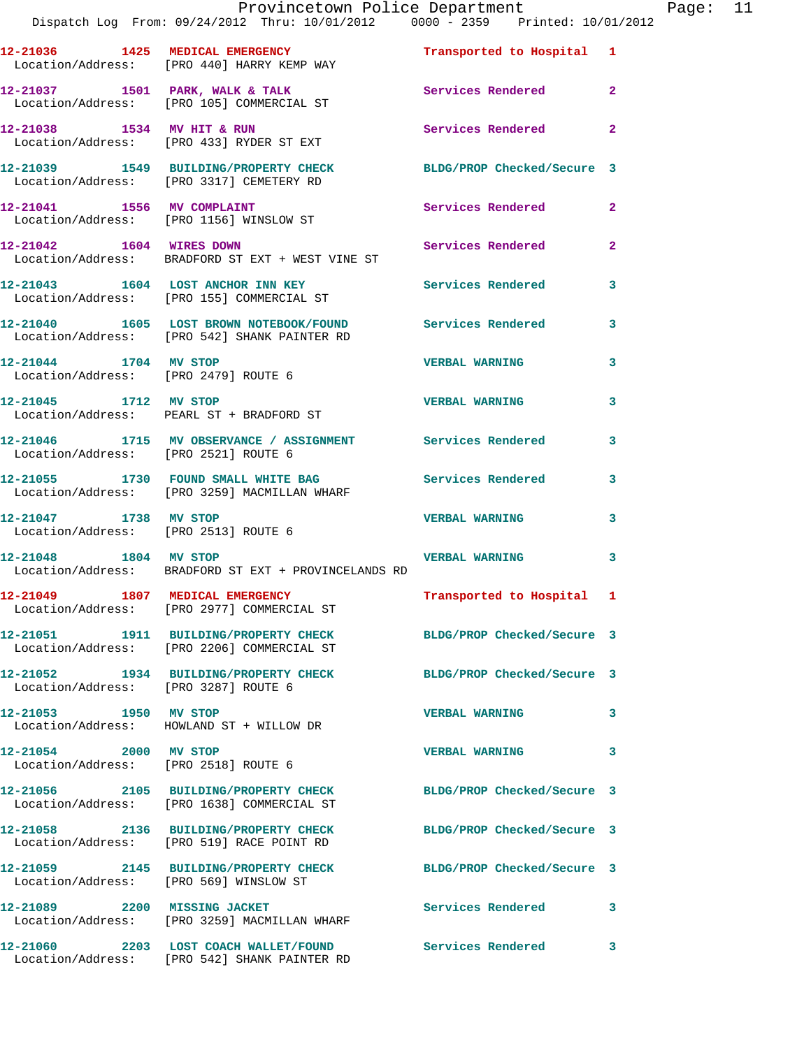12-21036 1425 MEDICAL EMERGENCY Transported to Hospital 1
Location/Address: [PRO 440] HARRY KEMP WAY

12-21037 1501 PARK, WALK & TALK Services Rendered 2
Location/Address: [PRO 105] COMMERCIAL ST

12-21038 1534 MV HIT & RUN Services Rendered 2
Location/Address: [PRO 433] RYDER ST EXT

12-21039 1549 BUILDING/PROPERTY CHECK BLDG/PROP Checked/Secure 3
Location/Address: [PRO 3317] CEMETERY RD

12-21041 1556 MV COMPLAINT Services Rendered 2
Location/Address: [PRO 1156] WINSLOW ST

12-21042 1604 WIRES DOWN Services Rendered 2
Location/Address: BRADFORD ST EXT + WEST VINE ST

12-21043 1604 LOST ANCHOR INN KEY Services Rendered 3
Location/Address: [PRO 155] COMMERCIAL ST

12-21040 1605 LOST BROWN NOTEBOOK/FOUND Services Rendered 3
Location/Address: [PRO 542] SHANK PAINTER RD

12-21044 1704 MV STOP VERBAL WARNING 3
Location/Address: [PRO 2479] ROUTE 6

12-21045 1712 MV STOP VERBAL WARNING 3
Location/Address: PEARL ST + BRADFORD ST

12-21046 1715 MV OBSERVANCE / ASSIGNMENT Services Rendered 3
Location/Address: [PRO 2521] ROUTE 6

12-21055 1730 FOUND SMALL WHITE BAG Services Rendered 3
Location/Address: [PRO 3259] MACMILLAN WHARF

12-21047 1738 MV STOP VERBAL WARNING 3
Location/Address: [PRO 2513] ROUTE 6

12-21048 1804 MV STOP VERBAL WARNING 3
Location/Address: BRADFORD ST EXT + PROVINCELANDS RD

12-21049 1807 MEDICAL EMERGENCY Transported to Hospital 1
Location/Address: [PRO 2977] COMMERCIAL ST

12-21051 1911 BUILDING/PROPERTY CHECK BLDG/PROP Checked/Secure 3
Location/Address: [PRO 2206] COMMERCIAL ST

12-21052 1934 BUILDING/PROPERTY CHECK BLDG/PROP Checked/Secure 3
Location/Address: [PRO 3287] ROUTE 6

12-21053 1950 MV STOP VERBAL WARNING 3
Location/Address: HOWLAND ST + WILLOW DR

12-21054 2000 MV STOP VERBAL WARNING 3
Location/Address: [PRO 2518] ROUTE 6

12-21056 2105 BUILDING/PROPERTY CHECK BLDG/PROP Checked/Secure 3
Location/Address: [PRO 1638] COMMERCIAL ST

12-21058 2136 BUILDING/PROPERTY CHECK BLDG/PROP Checked/Secure 3
Location/Address: [PRO 519] RACE POINT RD

12-21059 2145 BUILDING/PROPERTY CHECK BLDG/PROP Checked/Secure 3
Location/Address: [PRO 569] WINSLOW ST

12-21089 2200 MISSING JACKET Services Rendered 3
Location/Address: [PRO 3259] MACMILLAN WHARF

12-21060 2203 LOST COACH WALLET/FOUND Services Rendered 3
Location/Address: [PRO 542] SHANK PAINTER RD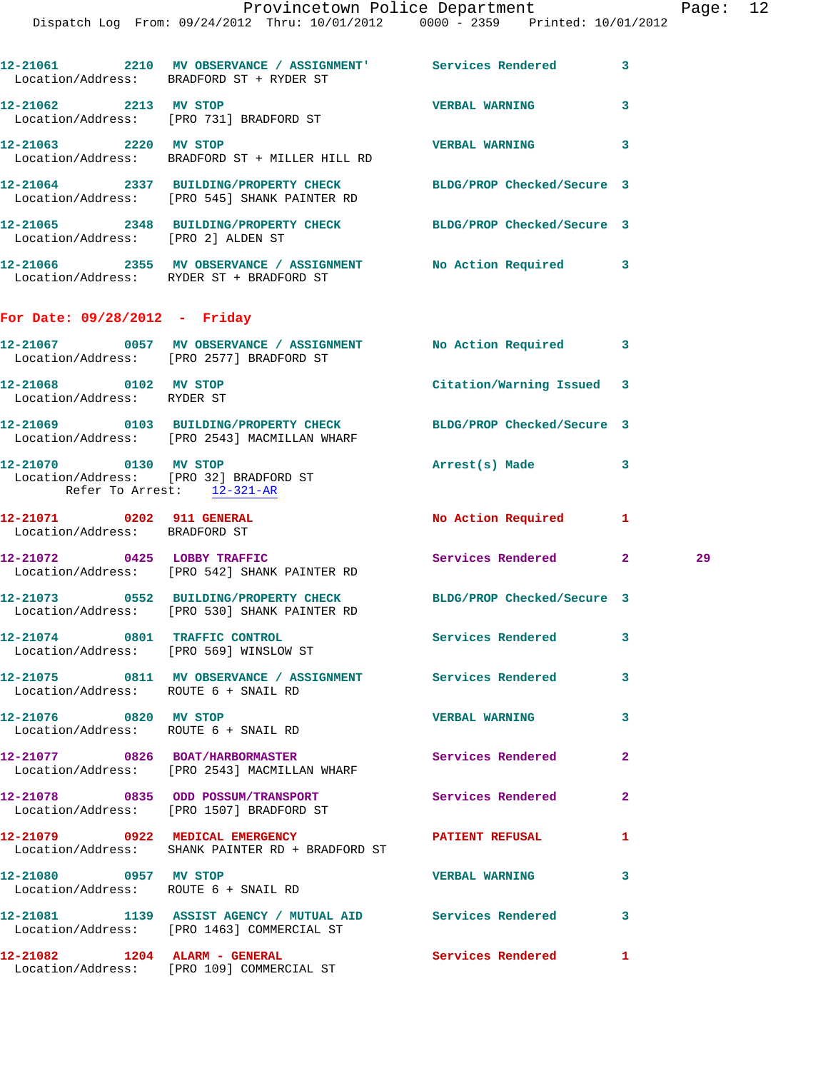12-21061 2210 MV OBSERVANCE / ASSIGNMENT' Services Rendered 3
Location/Address: BRADFORD ST + RYDER ST

12-21062 2213 MV STOP VERBAL WARNING 3
Location/Address: [PRO 731] BRADFORD ST

12-21063 2220 MV STOP VERBAL WARNING 3
Location/Address: BRADFORD ST + MILLER HILL RD

12-21064 2337 BUILDING/PROPERTY CHECK BLDG/PROP Checked/Secure 3
Location/Address: [PRO 545] SHANK PAINTER RD

12-21065 2348 BUILDING/PROPERTY CHECK BLDG/PROP Checked/Secure 3
Location/Address: [PRO 2] ALDEN ST

12-21066 2355 MV OBSERVANCE / ASSIGNMENT No Action Required 3
Location/Address: RYDER ST + BRADFORD ST

**For Date: 09/28/2012 - Friday**

12-21067 0057 MV OBSERVANCE / ASSIGNMENT No Action Required 3
Location/Address: [PRO 2577] BRADFORD ST

12-21068 0102 MV STOP Citation/Warning Issued 3
Location/Address: RYDER ST

12-21069 0103 BUILDING/PROPERTY CHECK BLDG/PROP Checked/Secure 3
Location/Address: [PRO 2543] MACMILLAN WHARF

12-21070 0130 MV STOP Arrest(s) Made 3
Location/Address: [PRO 32] BRADFORD ST
Refer To Arrest: 12-321-AR

12-21071 0202 911 GENERAL No Action Required 1
Location/Address: BRADFORD ST

12-21072 0425 LOBBY TRAFFIC Services Rendered 2 29
Location/Address: [PRO 542] SHANK PAINTER RD

12-21073 0552 BUILDING/PROPERTY CHECK BLDG/PROP Checked/Secure 3
Location/Address: [PRO 530] SHANK PAINTER RD

12-21074 0801 TRAFFIC CONTROL Services Rendered 3
Location/Address: [PRO 569] WINSLOW ST

12-21075 0811 MV OBSERVANCE / ASSIGNMENT Services Rendered 3
Location/Address: ROUTE 6 + SNAIL RD

12-21076 0820 MV STOP VERBAL WARNING 3
Location/Address: ROUTE 6 + SNAIL RD

12-21077 0826 BOAT/HARBORMASTER Services Rendered 2
Location/Address: [PRO 2543] MACMILLAN WHARF

12-21078 0835 ODD POSSUM/TRANSPORT Services Rendered 2
Location/Address: [PRO 1507] BRADFORD ST

12-21079 0922 MEDICAL EMERGENCY PATIENT REFUSAL 1
Location/Address: SHANK PAINTER RD + BRADFORD ST

12-21080 0957 MV STOP VERBAL WARNING 3
Location/Address: ROUTE 6 + SNAIL RD

12-21081 1139 ASSIST AGENCY / MUTUAL AID Services Rendered 3
Location/Address: [PRO 1463] COMMERCIAL ST

12-21082 1204 ALARM - GENERAL Services Rendered 1
Location/Address: [PRO 109] COMMERCIAL ST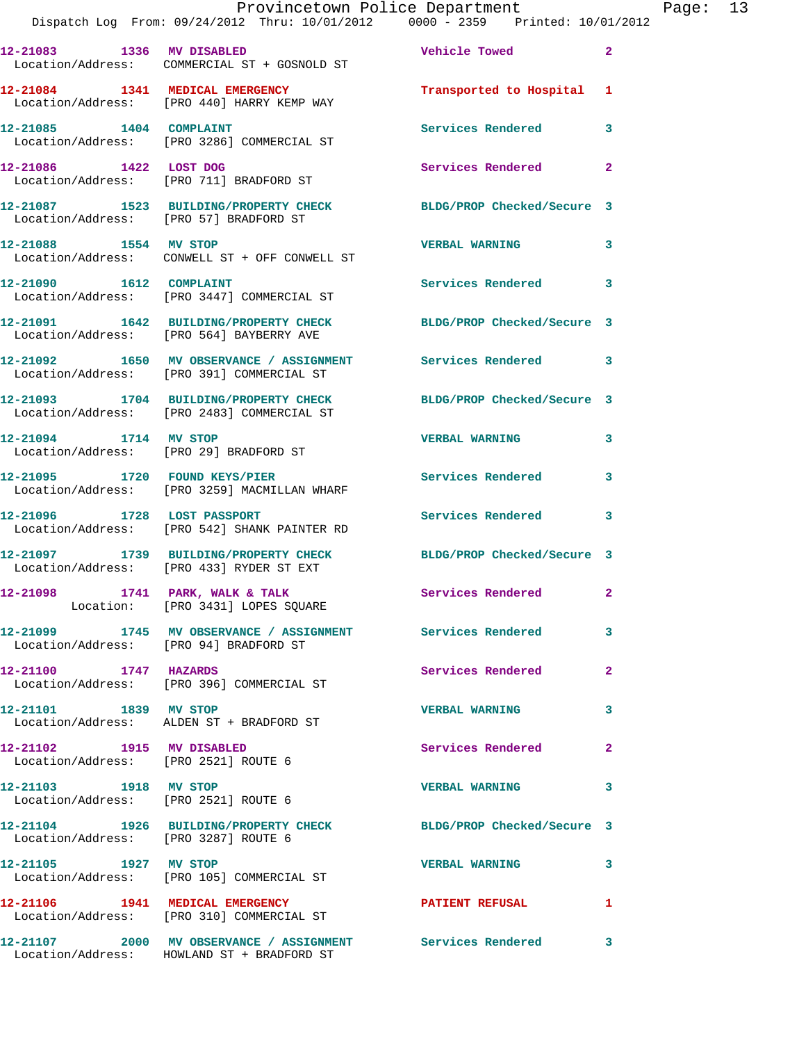12-21083 1336 MV DISABLED Vehicle Towed 2
 Location/Address: COMMERCIAL ST + GOSNOLD ST

12-21084 1341 MEDICAL EMERGENCY Transported to Hospital 1
 Location/Address: [PRO 440] HARRY KEMP WAY

12-21085 1404 COMPLAINT Services Rendered 3
 Location/Address: [PRO 3286] COMMERCIAL ST

12-21086 1422 LOST DOG Services Rendered 2
 Location/Address: [PRO 711] BRADFORD ST

12-21087 1523 BUILDING/PROPERTY CHECK BLDG/PROP Checked/Secure 3
 Location/Address: [PRO 57] BRADFORD ST

12-21088 1554 MV STOP VERBAL WARNING 3
 Location/Address: CONWELL ST + OFF CONWELL ST

12-21090 1612 COMPLAINT Services Rendered 3
 Location/Address: [PRO 3447] COMMERCIAL ST

12-21091 1642 BUILDING/PROPERTY CHECK BLDG/PROP Checked/Secure 3
 Location/Address: [PRO 564] BAYBERRY AVE

12-21092 1650 MV OBSERVANCE / ASSIGNMENT Services Rendered 3
 Location/Address: [PRO 391] COMMERCIAL ST

12-21093 1704 BUILDING/PROPERTY CHECK BLDG/PROP Checked/Secure 3
 Location/Address: [PRO 2483] COMMERCIAL ST

12-21094 1714 MV STOP VERBAL WARNING 3
 Location/Address: [PRO 29] BRADFORD ST

12-21095 1720 FOUND KEYS/PIER Services Rendered 3
 Location/Address: [PRO 3259] MACMILLAN WHARF

12-21096 1728 LOST PASSPORT Services Rendered 3
 Location/Address: [PRO 542] SHANK PAINTER RD

12-21097 1739 BUILDING/PROPERTY CHECK BLDG/PROP Checked/Secure 3
 Location/Address: [PRO 433] RYDER ST EXT

12-21098 1741 PARK, WALK & TALK Services Rendered 2
 Location: [PRO 3431] LOPES SQUARE

12-21099 1745 MV OBSERVANCE / ASSIGNMENT Services Rendered 3
 Location/Address: [PRO 94] BRADFORD ST

12-21100 1747 HAZARDS Services Rendered 2
 Location/Address: [PRO 396] COMMERCIAL ST

12-21101 1839 MV STOP VERBAL WARNING 3
 Location/Address: ALDEN ST + BRADFORD ST

12-21102 1915 MV DISABLED Services Rendered 2
 Location/Address: [PRO 2521] ROUTE 6

12-21103 1918 MV STOP VERBAL WARNING 3
 Location/Address: [PRO 2521] ROUTE 6

12-21104 1926 BUILDING/PROPERTY CHECK BLDG/PROP Checked/Secure 3
 Location/Address: [PRO 3287] ROUTE 6

12-21105 1927 MV STOP VERBAL WARNING 3
 Location/Address: [PRO 105] COMMERCIAL ST

12-21106 1941 MEDICAL EMERGENCY PATIENT REFUSAL 1
 Location/Address: [PRO 310] COMMERCIAL ST

12-21107 2000 MV OBSERVANCE / ASSIGNMENT Services Rendered 3
 Location/Address: HOWLAND ST + BRADFORD ST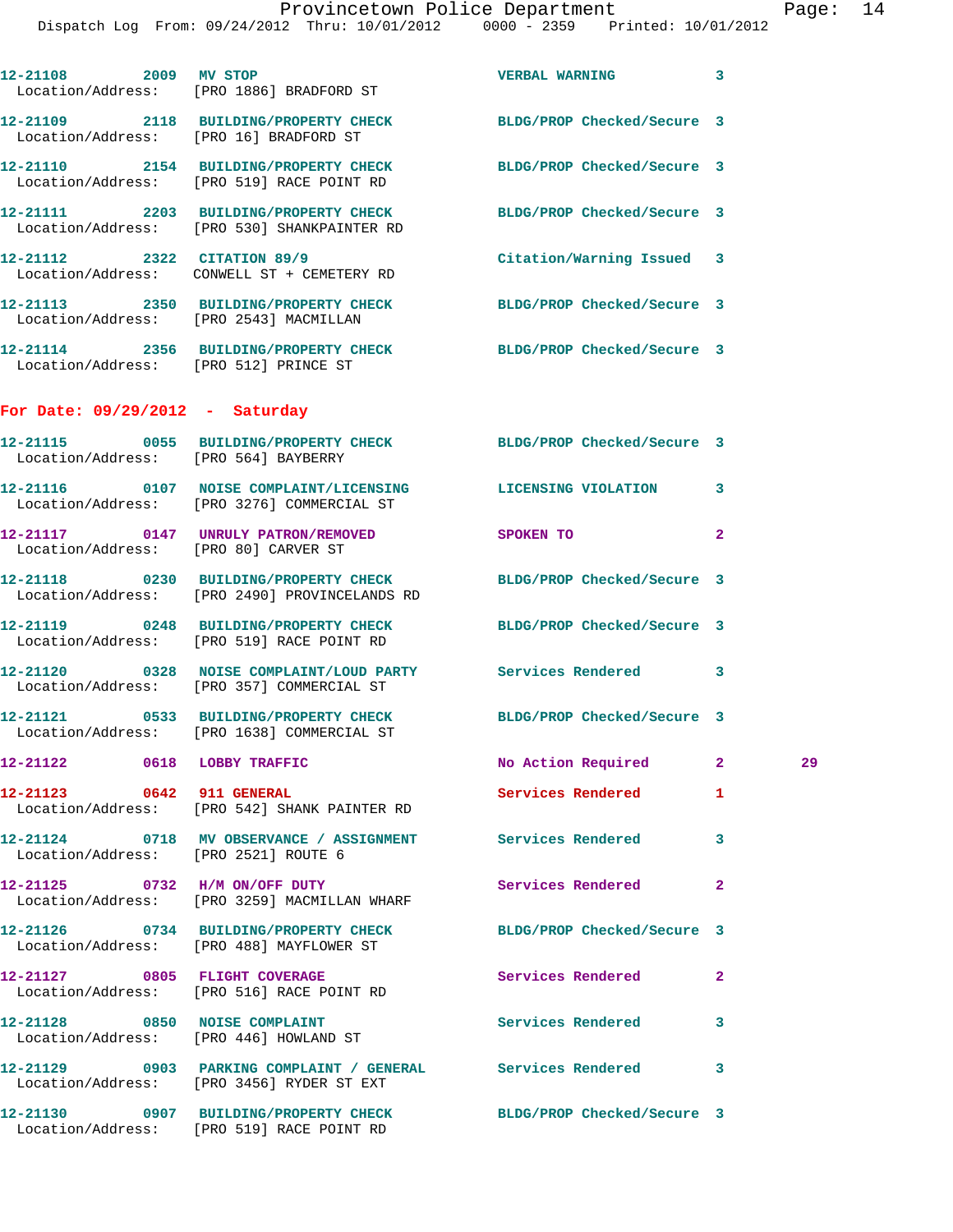12-21108 2009 MV STOP VERBAL WARNING 3
Location/Address: [PRO 1886] BRADFORD ST

12-21109 2118 BUILDING/PROPERTY CHECK BLDG/PROP Checked/Secure 3
Location/Address: [PRO 16] BRADFORD ST

12-21110 2154 BUILDING/PROPERTY CHECK BLDG/PROP Checked/Secure 3
Location/Address: [PRO 519] RACE POINT RD

12-21111 2203 BUILDING/PROPERTY CHECK BLDG/PROP Checked/Secure 3
Location/Address: [PRO 530] SHANKPAINTER RD

12-21112 2322 CITATION 89/9 Citation/Warning Issued 3
Location/Address: CONWELL ST + CEMETERY RD

12-21113 2350 BUILDING/PROPERTY CHECK BLDG/PROP Checked/Secure 3
Location/Address: [PRO 2543] MACMILLAN

12-21114 2356 BUILDING/PROPERTY CHECK BLDG/PROP Checked/Secure 3
Location/Address: [PRO 512] PRINCE ST

**For Date: 09/29/2012 - Saturday**

12-21115 0055 BUILDING/PROPERTY CHECK BLDG/PROP Checked/Secure 3
Location/Address: [PRO 564] BAYBERRY

12-21116 0107 NOISE COMPLAINT/LICENSING LICENSING VIOLATION 3
Location/Address: [PRO 3276] COMMERCIAL ST

12-21117 0147 UNRULY PATRON/REMOVED SPOKEN TO 2
Location/Address: [PRO 80] CARVER ST

12-21118 0230 BUILDING/PROPERTY CHECK BLDG/PROP Checked/Secure 3
Location/Address: [PRO 2490] PROVINCELANDS RD

12-21119 0248 BUILDING/PROPERTY CHECK BLDG/PROP Checked/Secure 3
Location/Address: [PRO 519] RACE POINT RD

12-21120 0328 NOISE COMPLAINT/LOUD PARTY Services Rendered 3
Location/Address: [PRO 357] COMMERCIAL ST

12-21121 0533 BUILDING/PROPERTY CHECK BLDG/PROP Checked/Secure 3
Location/Address: [PRO 1638] COMMERCIAL ST

12-21122 0618 LOBBY TRAFFIC No Action Required 2 29

12-21123 0642 911 GENERAL Services Rendered 1
Location/Address: [PRO 542] SHANK PAINTER RD

12-21124 0718 MV OBSERVANCE / ASSIGNMENT Services Rendered 3
Location/Address: [PRO 2521] ROUTE 6

12-21125 0732 H/M ON/OFF DUTY Services Rendered 2
Location/Address: [PRO 3259] MACMILLAN WHARF

12-21126 0734 BUILDING/PROPERTY CHECK BLDG/PROP Checked/Secure 3
Location/Address: [PRO 488] MAYFLOWER ST

12-21127 0805 FLIGHT COVERAGE Services Rendered 2
Location/Address: [PRO 516] RACE POINT RD

12-21128 0850 NOISE COMPLAINT Services Rendered 3
Location/Address: [PRO 446] HOWLAND ST

12-21129 0903 PARKING COMPLAINT / GENERAL Services Rendered 3
Location/Address: [PRO 3456] RYDER ST EXT

12-21130 0907 BUILDING/PROPERTY CHECK BLDG/PROP Checked/Secure 3
Location/Address: [PRO 519] RACE POINT RD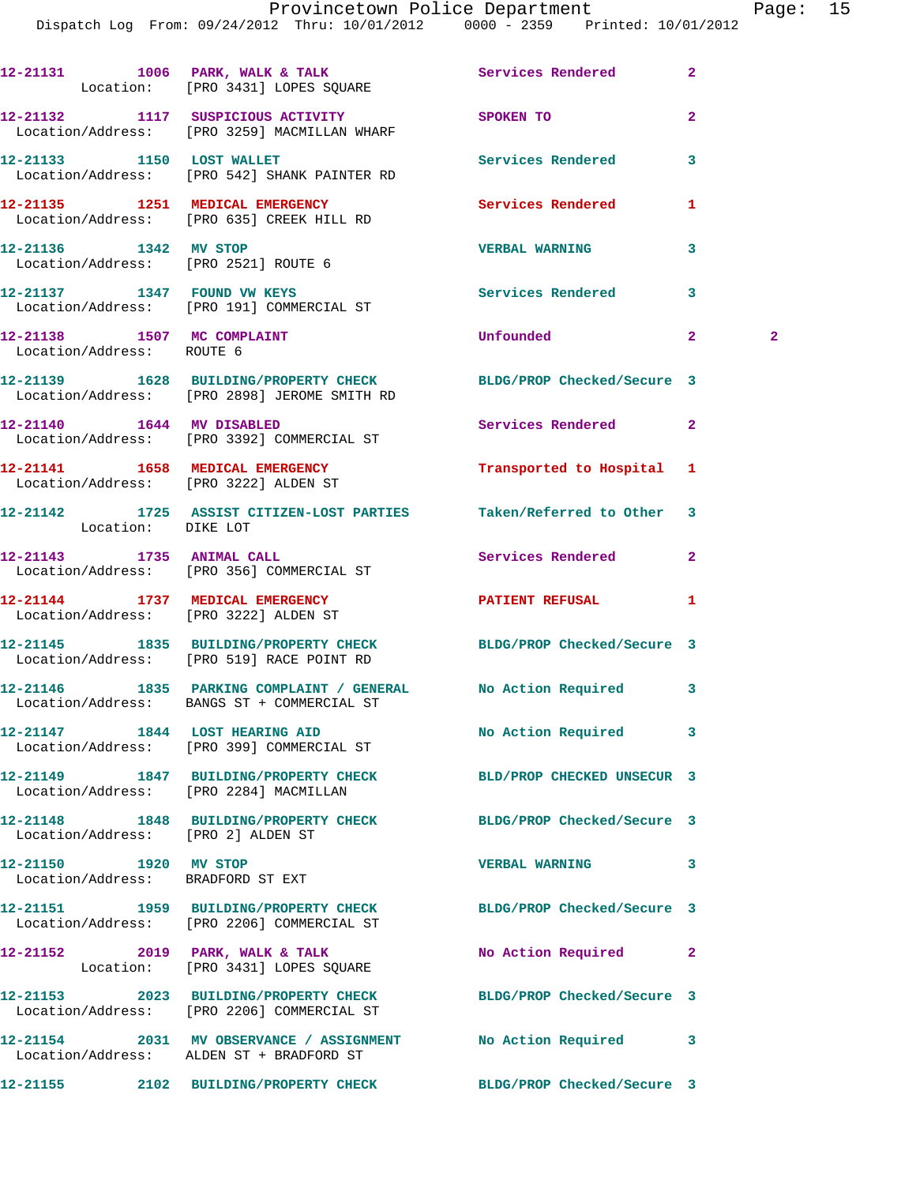| Call Number | Time | Call Reason | Action | Priority | |
|---|---|---|---|---|---|
| 12-21131 | 1006 | PARK, WALK & TALK | Services Rendered | 2 | |
| Location: [PRO 3431] LOPES SQUARE | | | | | |
| 12-21132 | 1117 | SUSPICIOUS ACTIVITY | SPOKEN TO | 2 | |
| Location/Address: [PRO 3259] MACMILLAN WHARF | | | | | |
| 12-21133 | 1150 | LOST WALLET | Services Rendered | 3 | |
| Location/Address: [PRO 542] SHANK PAINTER RD | | | | | |
| 12-21135 | 1251 | MEDICAL EMERGENCY | Services Rendered | 1 | |
| Location/Address: [PRO 635] CREEK HILL RD | | | | | |
| 12-21136 | 1342 | MV STOP | VERBAL WARNING | 3 | |
| Location/Address: [PRO 2521] ROUTE 6 | | | | | |
| 12-21137 | 1347 | FOUND VW KEYS | Services Rendered | 3 | |
| Location/Address: [PRO 191] COMMERCIAL ST | | | | | |
| 12-21138 | 1507 | MC COMPLAINT | Unfounded | 2 | 2 |
| Location/Address: ROUTE 6 | | | | | |
| 12-21139 | 1628 | BUILDING/PROPERTY CHECK | BLDG/PROP Checked/Secure | 3 | |
| Location/Address: [PRO 2898] JEROME SMITH RD | | | | | |
| 12-21140 | 1644 | MV DISABLED | Services Rendered | 2 | |
| Location/Address: [PRO 3392] COMMERCIAL ST | | | | | |
| 12-21141 | 1658 | MEDICAL EMERGENCY | Transported to Hospital | 1 | |
| Location/Address: [PRO 3222] ALDEN ST | | | | | |
| 12-21142 | 1725 | ASSIST CITIZEN-LOST PARTIES | Taken/Referred to Other | 3 | |
| Location: DIKE LOT | | | | | |
| 12-21143 | 1735 | ANIMAL CALL | Services Rendered | 2 | |
| Location/Address: [PRO 356] COMMERCIAL ST | | | | | |
| 12-21144 | 1737 | MEDICAL EMERGENCY | PATIENT REFUSAL | 1 | |
| Location/Address: [PRO 3222] ALDEN ST | | | | | |
| 12-21145 | 1835 | BUILDING/PROPERTY CHECK | BLDG/PROP Checked/Secure | 3 | |
| Location/Address: [PRO 519] RACE POINT RD | | | | | |
| 12-21146 | 1835 | PARKING COMPLAINT / GENERAL | No Action Required | 3 | |
| Location/Address: BANGS ST + COMMERCIAL ST | | | | | |
| 12-21147 | 1844 | LOST HEARING AID | No Action Required | 3 | |
| Location/Address: [PRO 399] COMMERCIAL ST | | | | | |
| 12-21149 | 1847 | BUILDING/PROPERTY CHECK | BLD/PROP CHECKED UNSECUR | 3 | |
| Location/Address: [PRO 2284] MACMILLAN | | | | | |
| 12-21148 | 1848 | BUILDING/PROPERTY CHECK | BLDG/PROP Checked/Secure | 3 | |
| Location/Address: [PRO 2] ALDEN ST | | | | | |
| 12-21150 | 1920 | MV STOP | VERBAL WARNING | 3 | |
| Location/Address: BRADFORD ST EXT | | | | | |
| 12-21151 | 1959 | BUILDING/PROPERTY CHECK | BLDG/PROP Checked/Secure | 3 | |
| Location/Address: [PRO 2206] COMMERCIAL ST | | | | | |
| 12-21152 | 2019 | PARK, WALK & TALK | No Action Required | 2 | |
| Location: [PRO 3431] LOPES SQUARE | | | | | |
| 12-21153 | 2023 | BUILDING/PROPERTY CHECK | BLDG/PROP Checked/Secure | 3 | |
| Location/Address: [PRO 2206] COMMERCIAL ST | | | | | |
| 12-21154 | 2031 | MV OBSERVANCE / ASSIGNMENT | No Action Required | 3 | |
| Location/Address: ALDEN ST + BRADFORD ST | | | | | |
| 12-21155 | 2102 | BUILDING/PROPERTY CHECK | BLDG/PROP Checked/Secure | 3 | |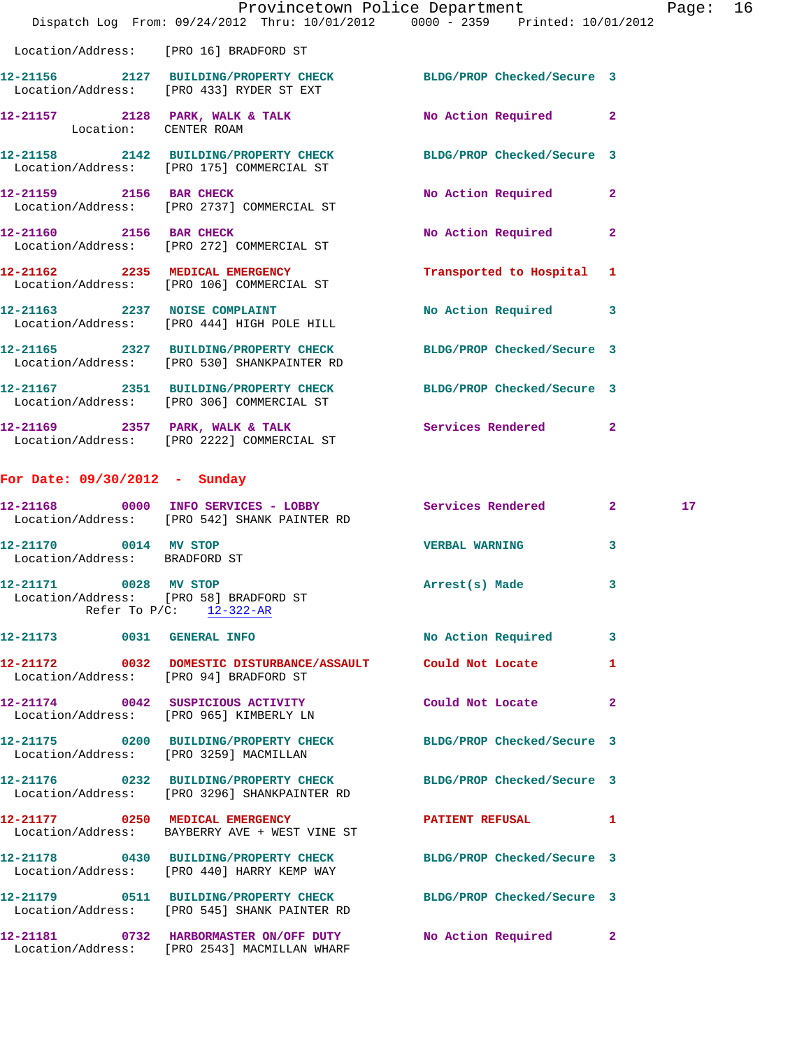Location/Address: [PRO 16] BRADFORD ST

12-21156 2127 BUILDING/PROPERTY CHECK BLDG/PROP Checked/Secure 3
Location/Address: [PRO 433] RYDER ST EXT

12-21157 2128 PARK, WALK & TALK No Action Required 2
Location: CENTER ROAM

12-21158 2142 BUILDING/PROPERTY CHECK BLDG/PROP Checked/Secure 3
Location/Address: [PRO 175] COMMERCIAL ST

12-21159 2156 BAR CHECK No Action Required 2
Location/Address: [PRO 2737] COMMERCIAL ST

12-21160 2156 BAR CHECK No Action Required 2
Location/Address: [PRO 272] COMMERCIAL ST

12-21162 2235 MEDICAL EMERGENCY Transported to Hospital 1
Location/Address: [PRO 106] COMMERCIAL ST

12-21163 2237 NOISE COMPLAINT No Action Required 3
Location/Address: [PRO 444] HIGH POLE HILL

12-21165 2327 BUILDING/PROPERTY CHECK BLDG/PROP Checked/Secure 3
Location/Address: [PRO 530] SHANKPAINTER RD

12-21167 2351 BUILDING/PROPERTY CHECK BLDG/PROP Checked/Secure 3
Location/Address: [PRO 306] COMMERCIAL ST

12-21169 2357 PARK, WALK & TALK Services Rendered 2
Location/Address: [PRO 2222] COMMERCIAL ST

## For Date: 09/30/2012 - Sunday

12-21168 0000 INFO SERVICES - LOBBY Services Rendered 2 17
Location/Address: [PRO 542] SHANK PAINTER RD

12-21170 0014 MV STOP VERBAL WARNING 3
Location/Address: BRADFORD ST

12-21171 0028 MV STOP Arrest(s) Made 3
Location/Address: [PRO 58] BRADFORD ST
Refer To P/C: 12-322-AR

12-21173 0031 GENERAL INFO No Action Required 3

12-21172 0032 DOMESTIC DISTURBANCE/ASSAULT Could Not Locate 1
Location/Address: [PRO 94] BRADFORD ST

12-21174 0042 SUSPICIOUS ACTIVITY Could Not Locate 2
Location/Address: [PRO 965] KIMBERLY LN

12-21175 0200 BUILDING/PROPERTY CHECK BLDG/PROP Checked/Secure 3
Location/Address: [PRO 3259] MACMILLAN

12-21176 0232 BUILDING/PROPERTY CHECK BLDG/PROP Checked/Secure 3
Location/Address: [PRO 3296] SHANKPAINTER RD

12-21177 0250 MEDICAL EMERGENCY PATIENT REFUSAL 1
Location/Address: BAYBERRY AVE + WEST VINE ST

12-21178 0430 BUILDING/PROPERTY CHECK BLDG/PROP Checked/Secure 3
Location/Address: [PRO 440] HARRY KEMP WAY

12-21179 0511 BUILDING/PROPERTY CHECK BLDG/PROP Checked/Secure 3
Location/Address: [PRO 545] SHANK PAINTER RD

12-21181 0732 HARBORMASTER ON/OFF DUTY No Action Required 2
Location/Address: [PRO 2543] MACMILLAN WHARF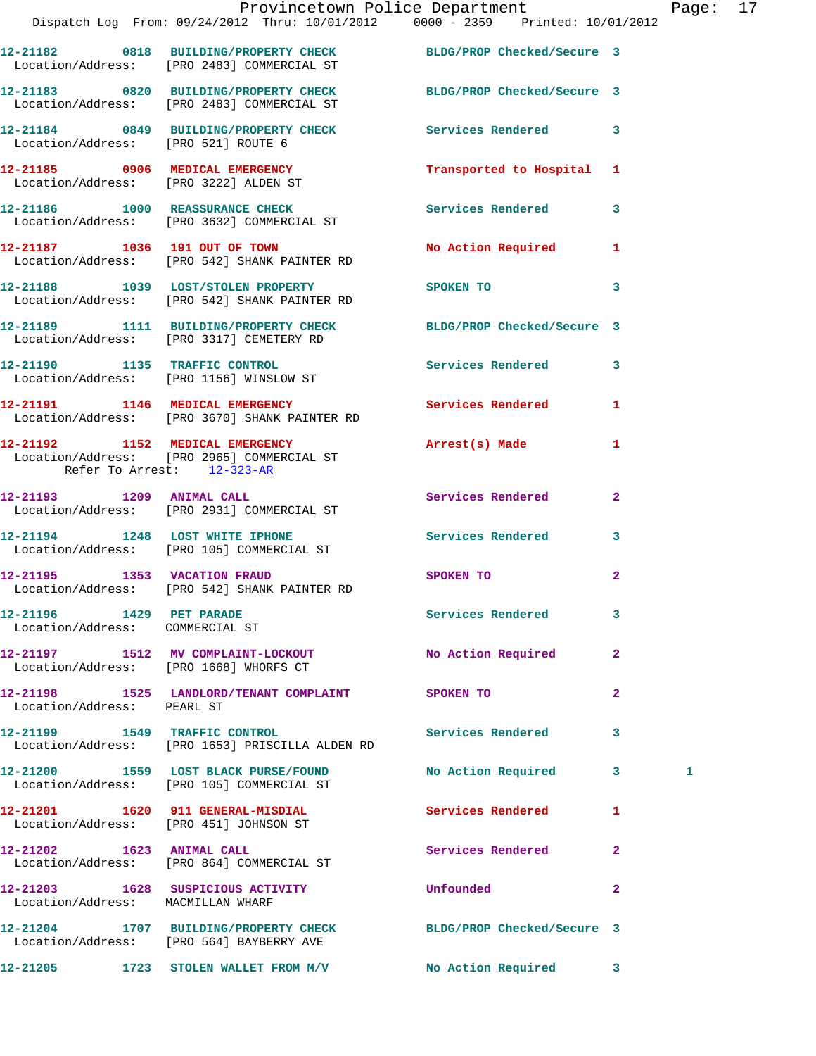| Call # | Time | Call Reason | Action | Priority | |
|---|---|---|---|---|---|
| 12-21182 | 0818 | BUILDING/PROPERTY CHECK | BLDG/PROP Checked/Secure | 3 | |
| | | Location/Address: [PRO 2483] COMMERCIAL ST | | | |
| 12-21183 | 0820 | BUILDING/PROPERTY CHECK | BLDG/PROP Checked/Secure | 3 | |
| | | Location/Address: [PRO 2483] COMMERCIAL ST | | | |
| 12-21184 | 0849 | BUILDING/PROPERTY CHECK | Services Rendered | 3 | |
| | | Location/Address: [PRO 521] ROUTE 6 | | | |
| 12-21185 | 0906 | MEDICAL EMERGENCY | Transported to Hospital | 1 | |
| | | Location/Address: [PRO 3222] ALDEN ST | | | |
| 12-21186 | 1000 | REASSURANCE CHECK | Services Rendered | 3 | |
| | | Location/Address: [PRO 3632] COMMERCIAL ST | | | |
| 12-21187 | 1036 | 191 OUT OF TOWN | No Action Required | 1 | |
| | | Location/Address: [PRO 542] SHANK PAINTER RD | | | |
| 12-21188 | 1039 | LOST/STOLEN PROPERTY | SPOKEN TO | 3 | |
| | | Location/Address: [PRO 542] SHANK PAINTER RD | | | |
| 12-21189 | 1111 | BUILDING/PROPERTY CHECK | BLDG/PROP Checked/Secure | 3 | |
| | | Location/Address: [PRO 3317] CEMETERY RD | | | |
| 12-21190 | 1135 | TRAFFIC CONTROL | Services Rendered | 3 | |
| | | Location/Address: [PRO 1156] WINSLOW ST | | | |
| 12-21191 | 1146 | MEDICAL EMERGENCY | Services Rendered | 1 | |
| | | Location/Address: [PRO 3670] SHANK PAINTER RD | | | |
| 12-21192 | 1152 | MEDICAL EMERGENCY | Arrest(s) Made | 1 | |
| | | Location/Address: [PRO 2965] COMMERCIAL ST | | | |
| | | Refer To Arrest: 12-323-AR | | | |
| 12-21193 | 1209 | ANIMAL CALL | Services Rendered | 2 | |
| | | Location/Address: [PRO 2931] COMMERCIAL ST | | | |
| 12-21194 | 1248 | LOST WHITE IPHONE | Services Rendered | 3 | |
| | | Location/Address: [PRO 105] COMMERCIAL ST | | | |
| 12-21195 | 1353 | VACATION FRAUD | SPOKEN TO | 2 | |
| | | Location/Address: [PRO 542] SHANK PAINTER RD | | | |
| 12-21196 | 1429 | PET PARADE | Services Rendered | 3 | |
| | | Location/Address: COMMERCIAL ST | | | |
| 12-21197 | 1512 | MV COMPLAINT-LOCKOUT | No Action Required | 2 | |
| | | Location/Address: [PRO 1668] WHORFS CT | | | |
| 12-21198 | 1525 | LANDLORD/TENANT COMPLAINT | SPOKEN TO | 2 | |
| | | Location/Address: PEARL ST | | | |
| 12-21199 | 1549 | TRAFFIC CONTROL | Services Rendered | 3 | |
| | | Location/Address: [PRO 1653] PRISCILLA ALDEN RD | | | |
| 12-21200 | 1559 | LOST BLACK PURSE/FOUND | No Action Required | 3 | 1 |
| | | Location/Address: [PRO 105] COMMERCIAL ST | | | |
| 12-21201 | 1620 | 911 GENERAL-MISDIAL | Services Rendered | 1 | |
| | | Location/Address: [PRO 451] JOHNSON ST | | | |
| 12-21202 | 1623 | ANIMAL CALL | Services Rendered | 2 | |
| | | Location/Address: [PRO 864] COMMERCIAL ST | | | |
| 12-21203 | 1628 | SUSPICIOUS ACTIVITY | Unfounded | 2 | |
| | | Location/Address: MACMILLAN WHARF | | | |
| 12-21204 | 1707 | BUILDING/PROPERTY CHECK | BLDG/PROP Checked/Secure | 3 | |
| | | Location/Address: [PRO 564] BAYBERRY AVE | | | |
| 12-21205 | 1723 | STOLEN WALLET FROM M/V | No Action Required | 3 | |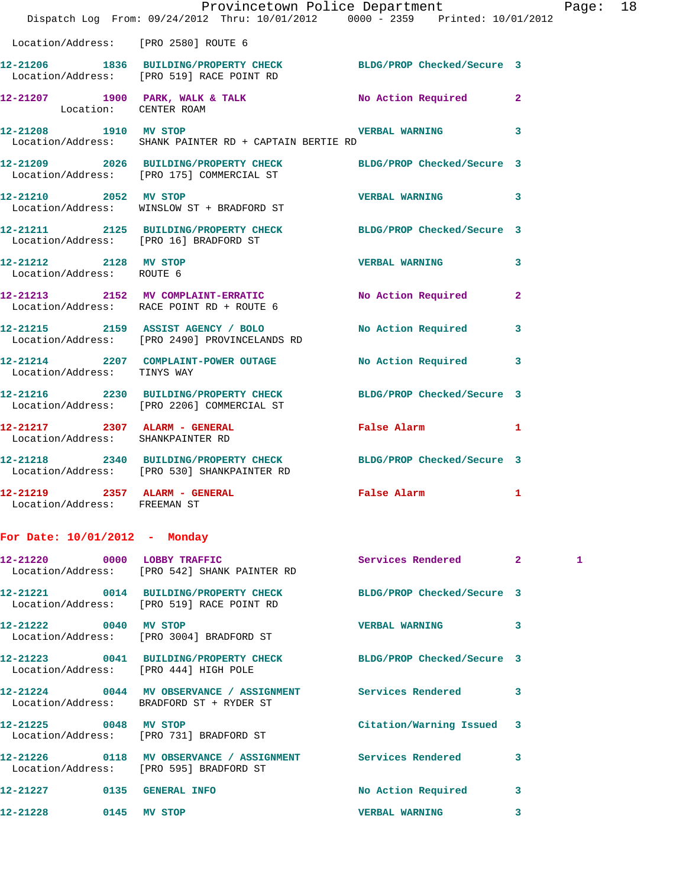Location/Address: [PRO 2580] ROUTE 6

| Call # | Time | Call Type | Action | Priority | |
|---|---|---|---|---|---|
| 12-21206 | 1836 | BUILDING/PROPERTY CHECK | BLDG/PROP Checked/Secure | 3 | |
| Location/Address: | | [PRO 519] RACE POINT RD | | | |
| 12-21207 | 1900 | PARK, WALK & TALK | No Action Required | 2 | |
| Location: | | CENTER ROAM | | | |
| 12-21208 | 1910 | MV STOP | VERBAL WARNING | 3 | |
| Location/Address: | | SHANK PAINTER RD + CAPTAIN BERTIE RD | | | |
| 12-21209 | 2026 | BUILDING/PROPERTY CHECK | BLDG/PROP Checked/Secure | 3 | |
| Location/Address: | | [PRO 175] COMMERCIAL ST | | | |
| 12-21210 | 2052 | MV STOP | VERBAL WARNING | 3 | |
| Location/Address: | | WINSLOW ST + BRADFORD ST | | | |
| 12-21211 | 2125 | BUILDING/PROPERTY CHECK | BLDG/PROP Checked/Secure | 3 | |
| Location/Address: | | [PRO 16] BRADFORD ST | | | |
| 12-21212 | 2128 | MV STOP | VERBAL WARNING | 3 | |
| Location/Address: | | ROUTE 6 | | | |
| 12-21213 | 2152 | MV COMPLAINT-ERRATIC | No Action Required | 2 | |
| Location/Address: | | RACE POINT RD + ROUTE 6 | | | |
| 12-21215 | 2159 | ASSIST AGENCY / BOLO | No Action Required | 3 | |
| Location/Address: | | [PRO 2490] PROVINCELANDS RD | | | |
| 12-21214 | 2207 | COMPLAINT-POWER OUTAGE | No Action Required | 3 | |
| Location/Address: | | TINYS WAY | | | |
| 12-21216 | 2230 | BUILDING/PROPERTY CHECK | BLDG/PROP Checked/Secure | 3 | |
| Location/Address: | | [PRO 2206] COMMERCIAL ST | | | |
| 12-21217 | 2307 | ALARM - GENERAL | False Alarm | 1 | |
| Location/Address: | | SHANKPAINTER RD | | | |
| 12-21218 | 2340 | BUILDING/PROPERTY CHECK | BLDG/PROP Checked/Secure | 3 | |
| Location/Address: | | [PRO 530] SHANKPAINTER RD | | | |
| 12-21219 | 2357 | ALARM - GENERAL | False Alarm | 1 | |
| Location/Address: | | FREEMAN ST | | | |

**For Date: 10/01/2012 - Monday**

| Call # | Time | Call Type | Action | Priority | |
|---|---|---|---|---|---|
| 12-21220 | 0000 | LOBBY TRAFFIC | Services Rendered | 2 | 1 |
| Location/Address: | | [PRO 542] SHANK PAINTER RD | | | |
| 12-21221 | 0014 | BUILDING/PROPERTY CHECK | BLDG/PROP Checked/Secure | 3 | |
| Location/Address: | | [PRO 519] RACE POINT RD | | | |
| 12-21222 | 0040 | MV STOP | VERBAL WARNING | 3 | |
| Location/Address: | | [PRO 3004] BRADFORD ST | | | |
| 12-21223 | 0041 | BUILDING/PROPERTY CHECK | BLDG/PROP Checked/Secure | 3 | |
| Location/Address: | | [PRO 444] HIGH POLE | | | |
| 12-21224 | 0044 | MV OBSERVANCE / ASSIGNMENT | Services Rendered | 3 | |
| Location/Address: | | BRADFORD ST + RYDER ST | | | |
| 12-21225 | 0048 | MV STOP | Citation/Warning Issued | 3 | |
| Location/Address: | | [PRO 731] BRADFORD ST | | | |
| 12-21226 | 0118 | MV OBSERVANCE / ASSIGNMENT | Services Rendered | 3 | |
| Location/Address: | | [PRO 595] BRADFORD ST | | | |
| 12-21227 | 0135 | GENERAL INFO | No Action Required | 3 | |
| 12-21228 | 0145 | MV STOP | VERBAL WARNING | 3 | |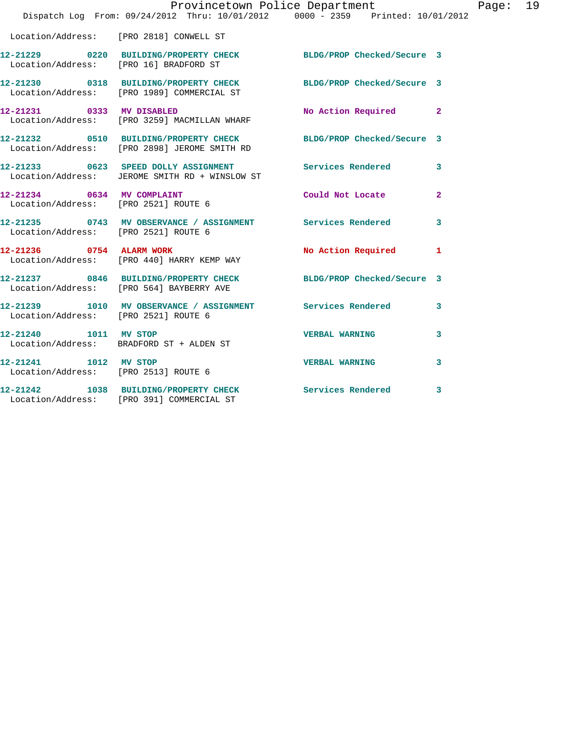Location/Address: [PRO 2818] CONWELL ST

| | | | | |
|---|---|---|---|---|
| 12-21229 | 0220 | BUILDING/PROPERTY CHECK | BLDG/PROP Checked/Secure | 3 |
| Location/Address: | [PRO 16] BRADFORD ST | | | |
| 12-21230 | 0318 | BUILDING/PROPERTY CHECK | BLDG/PROP Checked/Secure | 3 |
| Location/Address: | [PRO 1989] COMMERCIAL ST | | | |
| 12-21231 | 0333 | MV DISABLED | No Action Required | 2 |
| Location/Address: | [PRO 3259] MACMILLAN WHARF | | | |
| 12-21232 | 0510 | BUILDING/PROPERTY CHECK | BLDG/PROP Checked/Secure | 3 |
| Location/Address: | [PRO 2898] JEROME SMITH RD | | | |
| 12-21233 | 0623 | SPEED DOLLY ASSIGNMENT | Services Rendered | 3 |
| Location/Address: | JEROME SMITH RD + WINSLOW ST | | | |
| 12-21234 | 0634 | MV COMPLAINT | Could Not Locate | 2 |
| Location/Address: | [PRO 2521] ROUTE 6 | | | |
| 12-21235 | 0743 | MV OBSERVANCE / ASSIGNMENT | Services Rendered | 3 |
| Location/Address: | [PRO 2521] ROUTE 6 | | | |
| 12-21236 | 0754 | ALARM WORK | No Action Required | 1 |
| Location/Address: | [PRO 440] HARRY KEMP WAY | | | |
| 12-21237 | 0846 | BUILDING/PROPERTY CHECK | BLDG/PROP Checked/Secure | 3 |
| Location/Address: | [PRO 564] BAYBERRY AVE | | | |
| 12-21239 | 1010 | MV OBSERVANCE / ASSIGNMENT | Services Rendered | 3 |
| Location/Address: | [PRO 2521] ROUTE 6 | | | |
| 12-21240 | 1011 | MV STOP | VERBAL WARNING | 3 |
| Location/Address: | BRADFORD ST + ALDEN ST | | | |
| 12-21241 | 1012 | MV STOP | VERBAL WARNING | 3 |
| Location/Address: | [PRO 2513] ROUTE 6 | | | |
| 12-21242 | 1038 | BUILDING/PROPERTY CHECK | Services Rendered | 3 |
| Location/Address: | [PRO 391] COMMERCIAL ST | | | |